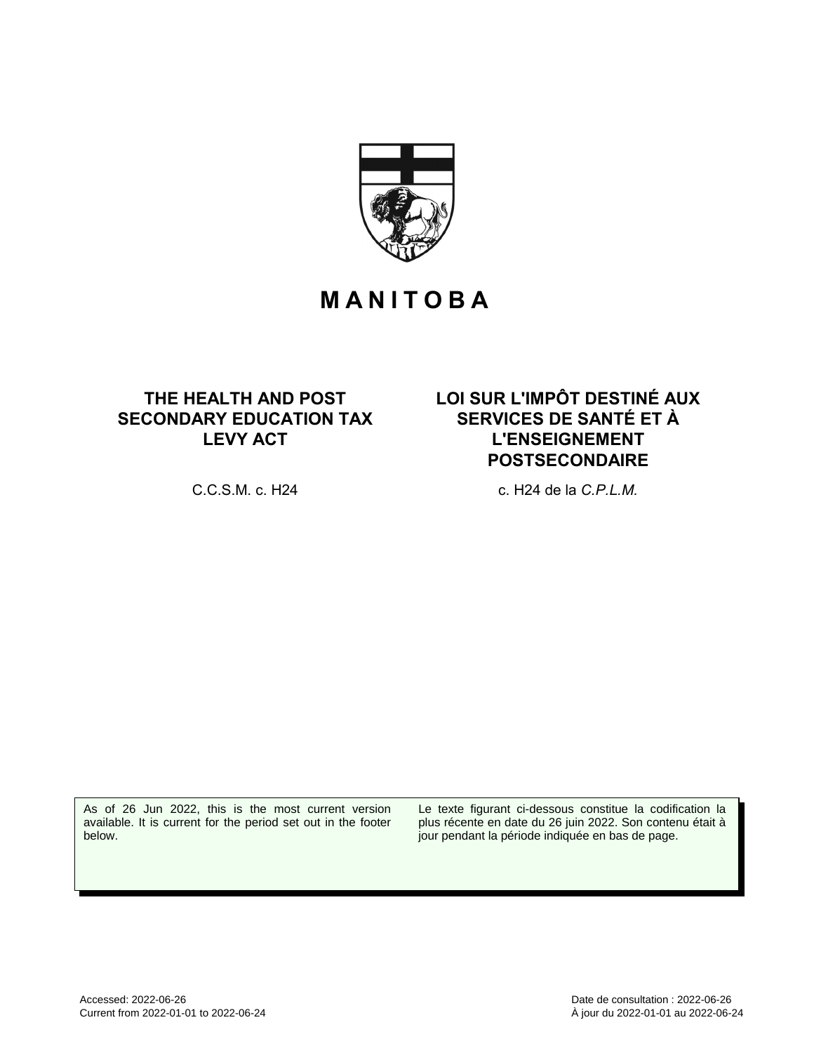# MANITOBA

## THE HEALTH AND POST SECONDARY EDUCATION TAX LEVY ACT

C.C.S.M. c. H24

## LOI SUR L'IMPÔT DESTINÉ AUX SERVICES DE SANTÉ ET À L'ENSEIGNEMENT POSTSECONDAIRE

c. H24 de la *C.P.L.M.*

As of 26 Jun 2022, this is the most current version available. It is current for the period set out in the footer below.

Le texte figurant ci-dessous constitue la codification la plus récente en date du 26 juin 2022. Son contenu était à jour pendant la période indiquée en bas de page.

Accessed: 2022-06-26
Current from 2022-01-01 to 2022-06-24

Date de consultation : 2022-06-26
À jour du 2022-01-01 au 2022-06-24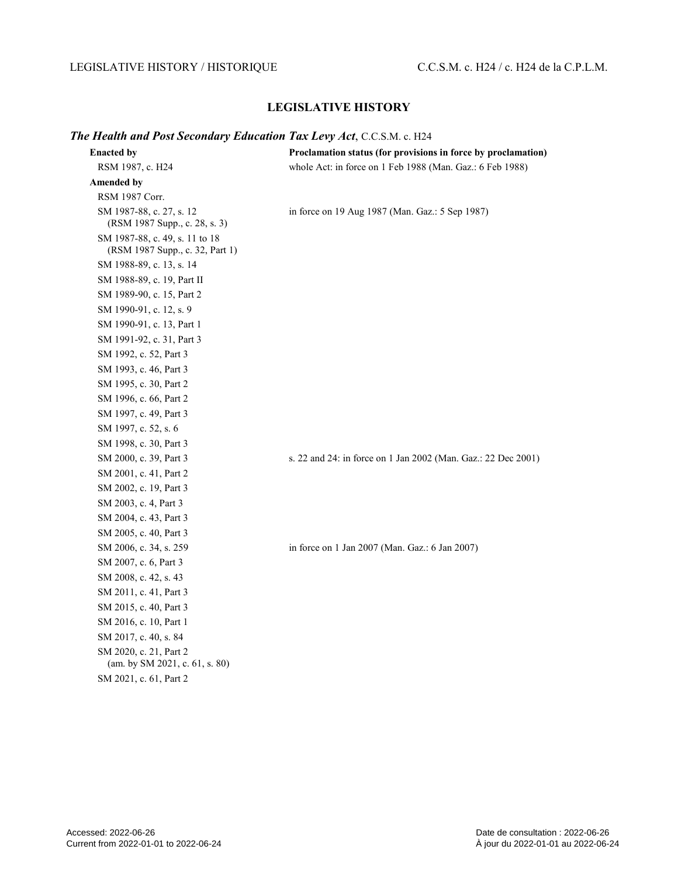## LEGISLATIVE HISTORY

***The Health and Post Secondary Education Tax Levy Act***, C.C.S.M. c. H24

| Enacted by | Proclamation status (for provisions in force by proclamation) |
|---|---|
| RSM 1987, c. H24 | whole Act: in force on 1 Feb 1988 (Man. Gaz.: 6 Feb 1988) |
| **Amended by** | |
| RSM 1987 Corr. | |
| SM 1987-88, c. 27, s. 12 (RSM 1987 Supp., c. 28, s. 3) | in force on 19 Aug 1987 (Man. Gaz.: 5 Sep 1987) |
| SM 1987-88, c. 49, s. 11 to 18 (RSM 1987 Supp., c. 32, Part 1) | |
| SM 1988-89, c. 13, s. 14 | |
| SM 1988-89, c. 19, Part II | |
| SM 1989-90, c. 15, Part 2 | |
| SM 1990-91, c. 12, s. 9 | |
| SM 1990-91, c. 13, Part 1 | |
| SM 1991-92, c. 31, Part 3 | |
| SM 1992, c. 52, Part 3 | |
| SM 1993, c. 46, Part 3 | |
| SM 1995, c. 30, Part 2 | |
| SM 1996, c. 66, Part 2 | |
| SM 1997, c. 49, Part 3 | |
| SM 1997, c. 52, s. 6 | |
| SM 1998, c. 30, Part 3 | |
| SM 2000, c. 39, Part 3 | s. 22 and 24: in force on 1 Jan 2002 (Man. Gaz.: 22 Dec 2001) |
| SM 2001, c. 41, Part 2 | |
| SM 2002, c. 19, Part 3 | |
| SM 2003, c. 4, Part 3 | |
| SM 2004, c. 43, Part 3 | |
| SM 2005, c. 40, Part 3 | |
| SM 2006, c. 34, s. 259 | in force on 1 Jan 2007 (Man. Gaz.: 6 Jan 2007) |
| SM 2007, c. 6, Part 3 | |
| SM 2008, c. 42, s. 43 | |
| SM 2011, c. 41, Part 3 | |
| SM 2015, c. 40, Part 3 | |
| SM 2016, c. 10, Part 1 | |
| SM 2017, c. 40, s. 84 | |
| SM 2020, c. 21, Part 2 (am. by SM 2021, c. 61, s. 80) | |
| SM 2021, c. 61, Part 2 | |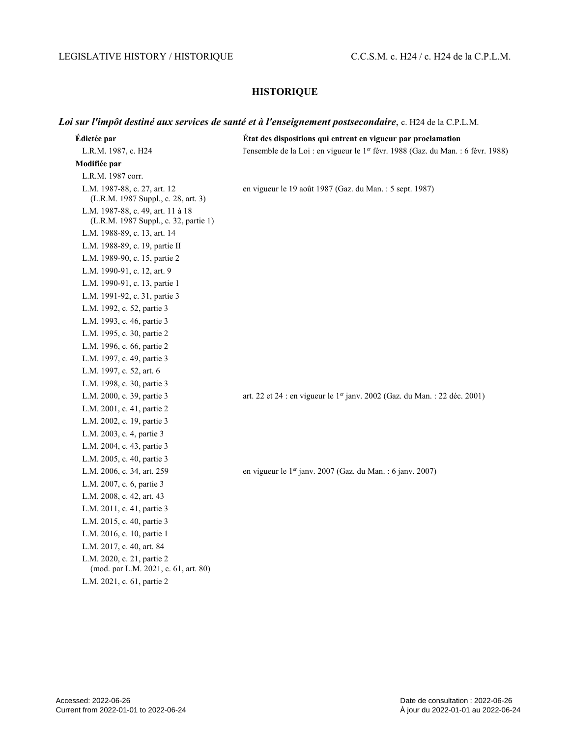## HISTORIQUE

***Loi sur l'impôt destiné aux services de santé et à l'enseignement postsecondaire***, c. H24 de la C.P.L.M.

| Édictée par | État des dispositions qui entrent en vigueur par proclamation |
| --- | --- |
| L.R.M. 1987, c. H24 | l'ensemble de la Loi : en vigueur le 1er févr. 1988 (Gaz. du Man. : 6 févr. 1988) |
| **Modifiée par** | |
| L.R.M. 1987 corr. | |
| L.M. 1987-88, c. 27, art. 12 (L.R.M. 1987 Suppl., c. 28, art. 3) | en vigueur le 19 août 1987 (Gaz. du Man. : 5 sept. 1987) |
| L.M. 1987-88, c. 49, art. 11 à 18 (L.R.M. 1987 Suppl., c. 32, partie 1) | |
| L.M. 1988-89, c. 13, art. 14 | |
| L.M. 1988-89, c. 19, partie II | |
| L.M. 1989-90, c. 15, partie 2 | |
| L.M. 1990-91, c. 12, art. 9 | |
| L.M. 1990-91, c. 13, partie 1 | |
| L.M. 1991-92, c. 31, partie 3 | |
| L.M. 1992, c. 52, partie 3 | |
| L.M. 1993, c. 46, partie 3 | |
| L.M. 1995, c. 30, partie 2 | |
| L.M. 1996, c. 66, partie 2 | |
| L.M. 1997, c. 49, partie 3 | |
| L.M. 1997, c. 52, art. 6 | |
| L.M. 1998, c. 30, partie 3 | |
| L.M. 2000, c. 39, partie 3 | art. 22 et 24 : en vigueur le 1er janv. 2002 (Gaz. du Man. : 22 déc. 2001) |
| L.M. 2001, c. 41, partie 2 | |
| L.M. 2002, c. 19, partie 3 | |
| L.M. 2003, c. 4, partie 3 | |
| L.M. 2004, c. 43, partie 3 | |
| L.M. 2005, c. 40, partie 3 | |
| L.M. 2006, c. 34, art. 259 | en vigueur le 1er janv. 2007 (Gaz. du Man. : 6 janv. 2007) |
| L.M. 2007, c. 6, partie 3 | |
| L.M. 2008, c. 42, art. 43 | |
| L.M. 2011, c. 41, partie 3 | |
| L.M. 2015, c. 40, partie 3 | |
| L.M. 2016, c. 10, partie 1 | |
| L.M. 2017, c. 40, art. 84 | |
| L.M. 2020, c. 21, partie 2 (mod. par L.M. 2021, c. 61, art. 80) | |
| L.M. 2021, c. 61, partie 2 | |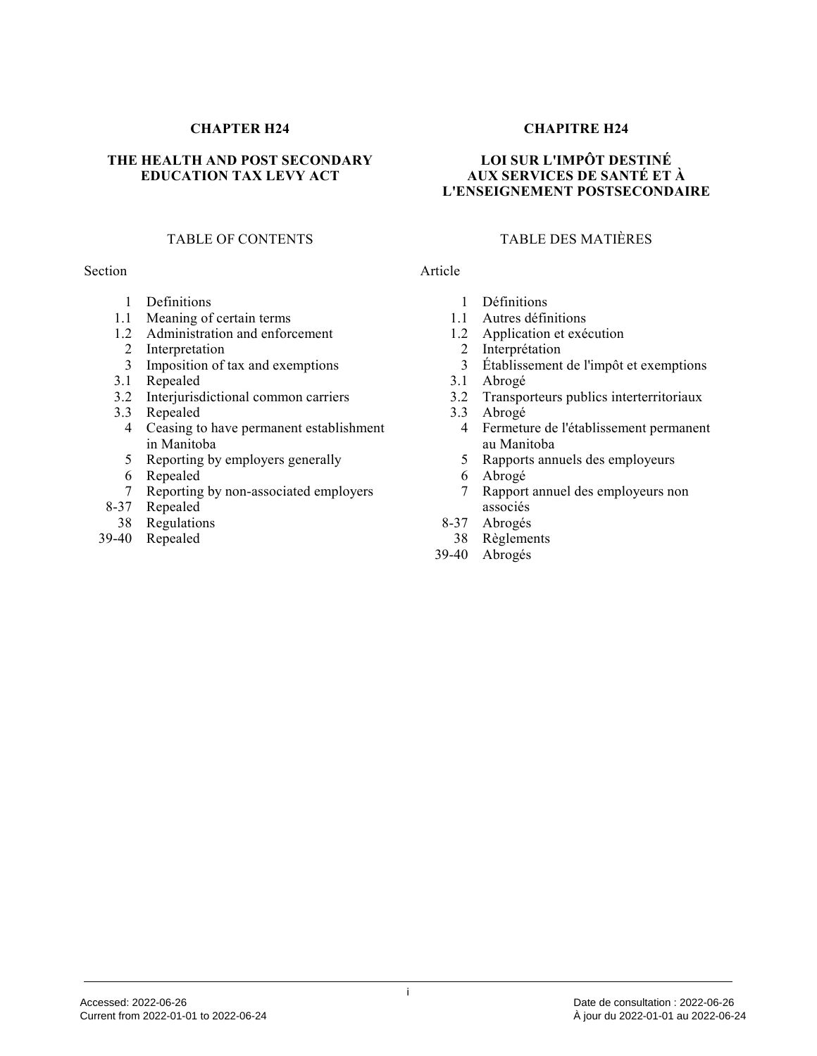**CHAPTER H24**

**THE HEALTH AND POST SECONDARY EDUCATION TAX LEVY ACT**

TABLE OF CONTENTS

| Section | |
|---|---|
| 1 | Definitions |
| 1.1 | Meaning of certain terms |
| 1.2 | Administration and enforcement |
| 2 | Interpretation |
| 3 | Imposition of tax and exemptions |
| 3.1 | Repealed |
| 3.2 | Interjurisdictional common carriers |
| 3.3 | Repealed |
| 4 | Ceasing to have permanent establishment in Manitoba |
| 5 | Reporting by employers generally |
| 6 | Repealed |
| 7 | Reporting by non-associated employers |
| 8-37 | Repealed |
| 38 | Regulations |
| 39-40 | Repealed |

**CHAPITRE H24**

**LOI SUR L'IMPÔT DESTINÉ AUX SERVICES DE SANTÉ ET À L'ENSEIGNEMENT POSTSECONDAIRE**

TABLE DES MATIÈRES

| Article | |
|---|---|
| 1 | Définitions |
| 1.1 | Autres définitions |
| 1.2 | Application et exécution |
| 2 | Interprétation |
| 3 | Établissement de l'impôt et exemptions |
| 3.1 | Abrogé |
| 3.2 | Transporteurs publics interterritoriaux |
| 3.3 | Abrogé |
| 4 | Fermeture de l'établissement permanent au Manitoba |
| 5 | Rapports annuels des employeurs |
| 6 | Abrogé |
| 7 | Rapport annuel des employeurs non associés |
| 8-37 | Abrogés |
| 38 | Règlements |
| 39-40 | Abrogés |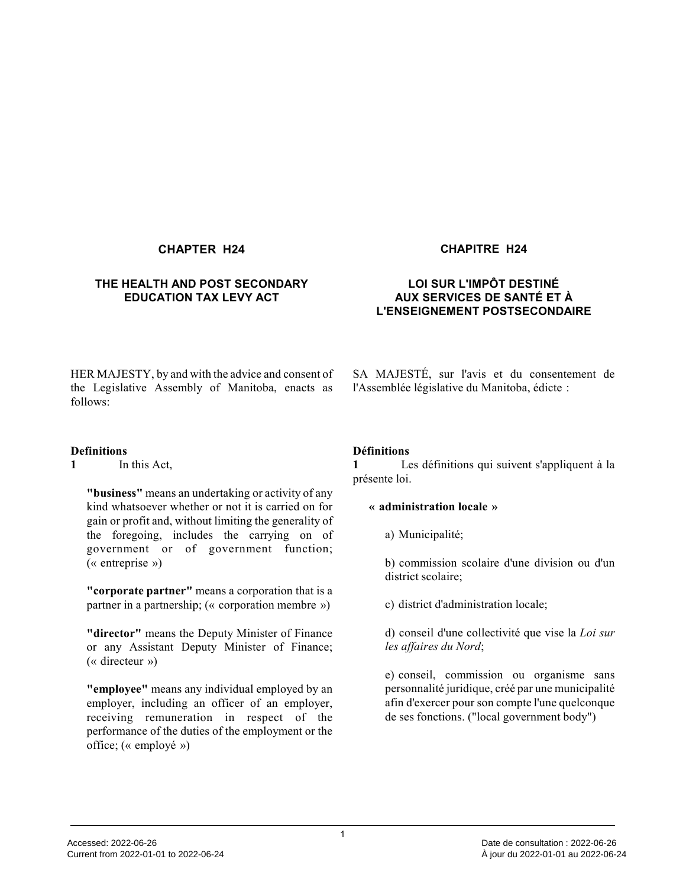## CHAPTER H24

## THE HEALTH AND POST SECONDARY EDUCATION TAX LEVY ACT

HER MAJESTY, by and with the advice and consent of the Legislative Assembly of Manitoba, enacts as follows:

**Definitions**

**1** In this Act,

**"business"** means an undertaking or activity of any kind whatsoever whether or not it is carried on for gain or profit and, without limiting the generality of the foregoing, includes the carrying on of government or of government function; (« entreprise »)

**"corporate partner"** means a corporation that is a partner in a partnership; (« corporation membre »)

**"director"** means the Deputy Minister of Finance or any Assistant Deputy Minister of Finance; (« directeur »)

**"employee"** means any individual employed by an employer, including an officer of an employer, receiving remuneration in respect of the performance of the duties of the employment or the office; (« employé »)

## CHAPITRE H24

## LOI SUR L'IMPÔT DESTINÉ AUX SERVICES DE SANTÉ ET À L'ENSEIGNEMENT POSTSECONDAIRE

SA MAJESTÉ, sur l'avis et du consentement de l'Assemblée législative du Manitoba, édicte :

**Définitions**

**1** Les définitions qui suivent s'appliquent à la présente loi.

**« administration locale »**

a) Municipalité;

b) commission scolaire d'une division ou d'un district scolaire;

c) district d'administration locale;

d) conseil d'une collectivité que vise la *Loi sur les affaires du Nord*;

e) conseil, commission ou organisme sans personnalité juridique, créé par une municipalité afin d'exercer pour son compte l'une quelconque de ses fonctions. ("local government body")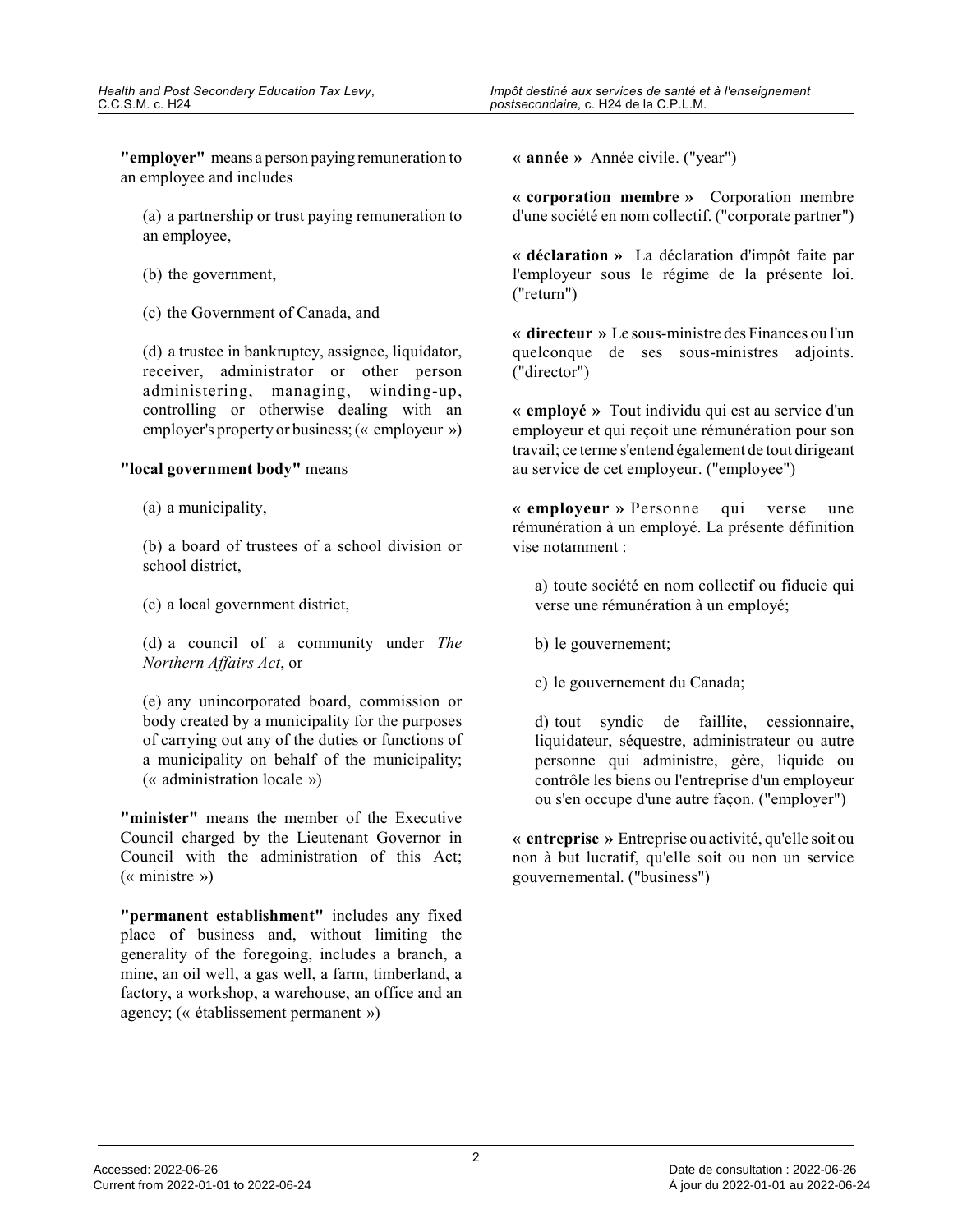**"employer"** means a person paying remuneration to an employee and includes

(a) a partnership or trust paying remuneration to an employee,

(b) the government,

(c) the Government of Canada, and

(d) a trustee in bankruptcy, assignee, liquidator, receiver, administrator or other person administering, managing, winding-up, controlling or otherwise dealing with an employer's property or business; (« employeur »)

**"local government body"** means

(a) a municipality,

(b) a board of trustees of a school division or school district,

(c) a local government district,

(d) a council of a community under *The Northern Affairs Act*, or

(e) any unincorporated board, commission or body created by a municipality for the purposes of carrying out any of the duties or functions of a municipality on behalf of the municipality; (« administration locale »)

**"minister"** means the member of the Executive Council charged by the Lieutenant Governor in Council with the administration of this Act; (« ministre »)

**"permanent establishment"** includes any fixed place of business and, without limiting the generality of the foregoing, includes a branch, a mine, an oil well, a gas well, a farm, timberland, a factory, a workshop, a warehouse, an office and an agency; (« établissement permanent »)

**« année »** Année civile. ("year")

**« corporation membre »** Corporation membre d'une société en nom collectif. ("corporate partner")

**« déclaration »** La déclaration d'impôt faite par l'employeur sous le régime de la présente loi. ("return")

**« directeur »** Le sous-ministre des Finances ou l'un quelconque de ses sous-ministres adjoints. ("director")

**« employé »** Tout individu qui est au service d'un employeur et qui reçoit une rémunération pour son travail; ce terme s'entend également de tout dirigeant au service de cet employeur. ("employee")

**« employeur »** Personne qui verse une rémunération à un employé. La présente définition vise notamment :

a) toute société en nom collectif ou fiducie qui verse une rémunération à un employé;

b) le gouvernement;

c) le gouvernement du Canada;

d) tout syndic de faillite, cessionnaire, liquidateur, séquestre, administrateur ou autre personne qui administre, gère, liquide ou contrôle les biens ou l'entreprise d'un employeur ou s'en occupe d'une autre façon. ("employer")

**« entreprise »** Entreprise ou activité, qu'elle soit ou non à but lucratif, qu'elle soit ou non un service gouvernemental. ("business")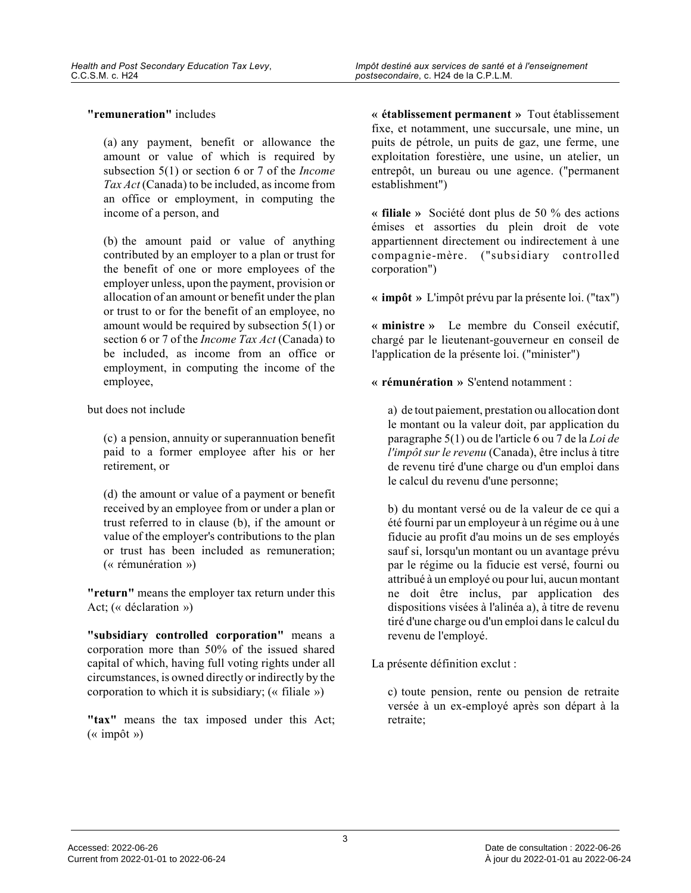**"remuneration"** includes

(a) any payment, benefit or allowance the amount or value of which is required by subsection 5(1) or section 6 or 7 of the *Income Tax Act* (Canada) to be included, as income from an office or employment, in computing the income of a person, and

(b) the amount paid or value of anything contributed by an employer to a plan or trust for the benefit of one or more employees of the employer unless, upon the payment, provision or allocation of an amount or benefit under the plan or trust to or for the benefit of an employee, no amount would be required by subsection 5(1) or section 6 or 7 of the *Income Tax Act* (Canada) to be included, as income from an office or employment, in computing the income of the employee,

but does not include

(c) a pension, annuity or superannuation benefit paid to a former employee after his or her retirement, or

(d) the amount or value of a payment or benefit received by an employee from or under a plan or trust referred to in clause (b), if the amount or value of the employer's contributions to the plan or trust has been included as remuneration; (« rémunération »)

**"return"** means the employer tax return under this Act; (« déclaration »)

**"subsidiary controlled corporation"** means a corporation more than 50% of the issued shared capital of which, having full voting rights under all circumstances, is owned directly or indirectly by the corporation to which it is subsidiary; (« filiale »)

**"tax"** means the tax imposed under this Act; (« impôt »)

**« établissement permanent »** Tout établissement fixe, et notamment, une succursale, une mine, un puits de pétrole, un puits de gaz, une ferme, une exploitation forestière, une usine, un atelier, un entrepôt, un bureau ou une agence. ("permanent establishment")

**« filiale »** Société dont plus de 50 % des actions émises et assorties du plein droit de vote appartiennent directement ou indirectement à une compagnie-mère. ("subsidiary controlled corporation")

**« impôt »** L'impôt prévu par la présente loi. ("tax")

**« ministre »** Le membre du Conseil exécutif, chargé par le lieutenant-gouverneur en conseil de l'application de la présente loi. ("minister")

**« rémunération »** S'entend notamment :

a) de tout paiement, prestation ou allocation dont le montant ou la valeur doit, par application du paragraphe 5(1) ou de l'article 6 ou 7 de la *Loi de l'impôt sur le revenu* (Canada), être inclus à titre de revenu tiré d'une charge ou d'un emploi dans le calcul du revenu d'une personne;

b) du montant versé ou de la valeur de ce qui a été fourni par un employeur à un régime ou à une fiducie au profit d'au moins un de ses employés sauf si, lorsqu'un montant ou un avantage prévu par le régime ou la fiducie est versé, fourni ou attribué à un employé ou pour lui, aucun montant ne doit être inclus, par application des dispositions visées à l'alinéa a), à titre de revenu tiré d'une charge ou d'un emploi dans le calcul du revenu de l'employé.

La présente définition exclut :

c) toute pension, rente ou pension de retraite versée à un ex-employé après son départ à la retraite;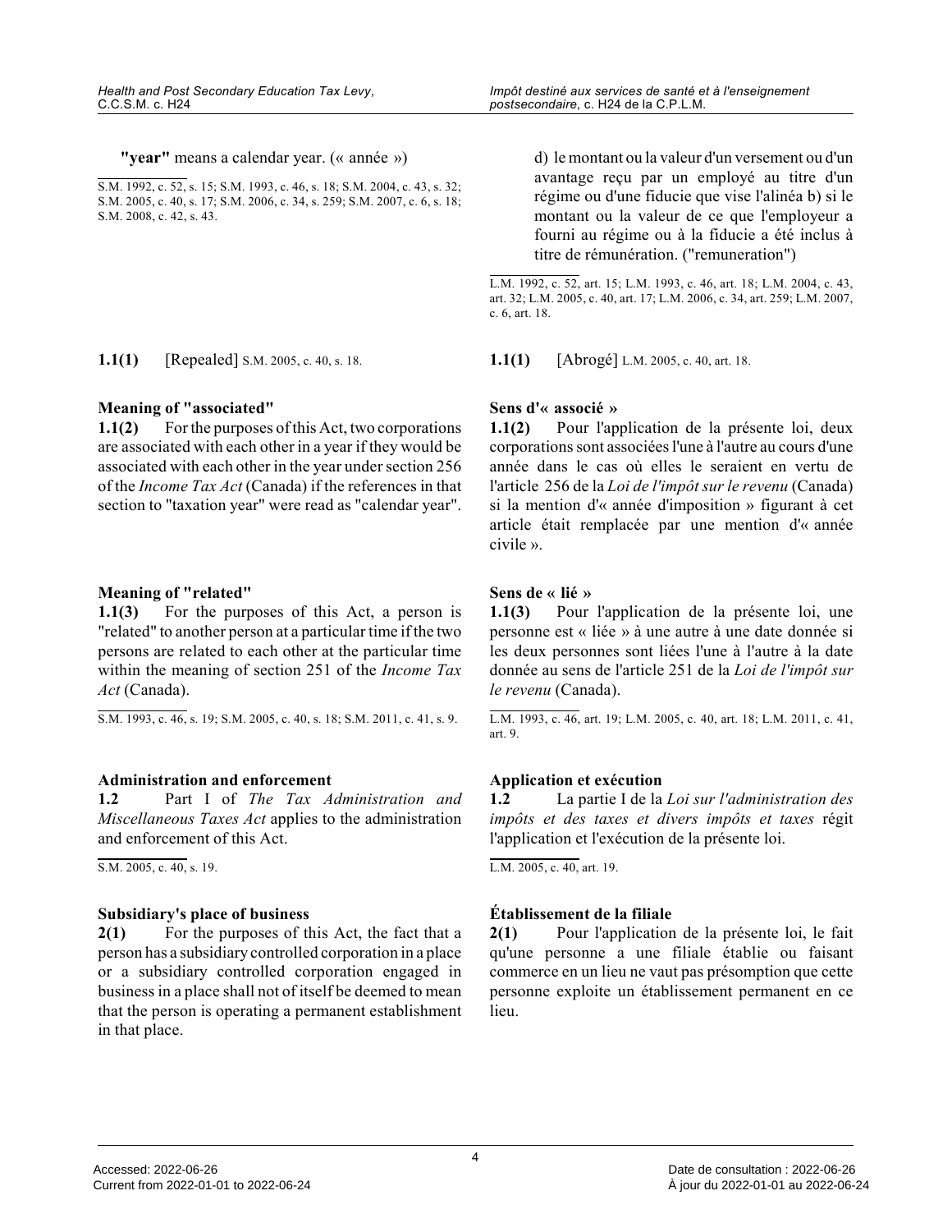**"year"** means a calendar year. (« année »)

S.M. 1992, c. 52, s. 15; S.M. 1993, c. 46, s. 18; S.M. 2004, c. 43, s. 32; S.M. 2005, c. 40, s. 17; S.M. 2006, c. 34, s. 259; S.M. 2007, c. 6, s. 18; S.M. 2008, c. 42, s. 43.

d) le montant ou la valeur d'un versement ou d'un avantage reçu par un employé au titre d'un régime ou d'une fiducie que vise l'alinéa b) si le montant ou la valeur de ce que l'employeur a fourni au régime ou à la fiducie a été inclus à titre de rémunération. ("remuneration")

L.M. 1992, c. 52, art. 15; L.M. 1993, c. 46, art. 18; L.M. 2004, c. 43, art. 32; L.M. 2005, c. 40, art. 17; L.M. 2006, c. 34, art. 259; L.M. 2007, c. 6, art. 18.

**1.1(1)** [Repealed] S.M. 2005, c. 40, s. 18.

**1.1(1)** [Abrogé] L.M. 2005, c. 40, art. 18.

**Meaning of "associated"**

**1.1(2)** For the purposes of this Act, two corporations are associated with each other in a year if they would be associated with each other in the year under section 256 of the *Income Tax Act* (Canada) if the references in that section to "taxation year" were read as "calendar year".

**Sens d'« associé »**

**1.1(2)** Pour l'application de la présente loi, deux corporations sont associées l'une à l'autre au cours d'une année dans le cas où elles le seraient en vertu de l'article 256 de la *Loi de l'impôt sur le revenu* (Canada) si la mention d'« année d'imposition » figurant à cet article était remplacée par une mention d'« année civile ».

**Meaning of "related"**

**1.1(3)** For the purposes of this Act, a person is "related" to another person at a particular time if the two persons are related to each other at the particular time within the meaning of section 251 of the *Income Tax Act* (Canada).

S.M. 1993, c. 46, s. 19; S.M. 2005, c. 40, s. 18; S.M. 2011, c. 41, s. 9.

**Sens de « lié »**

**1.1(3)** Pour l'application de la présente loi, une personne est « liée » à une autre à une date donnée si les deux personnes sont liées l'une à l'autre à la date donnée au sens de l'article 251 de la *Loi de l'impôt sur le revenu* (Canada).

L.M. 1993, c. 46, art. 19; L.M. 2005, c. 40, art. 18; L.M. 2011, c. 41, art. 9.

**Administration and enforcement**

**1.2** Part I of *The Tax Administration and Miscellaneous Taxes Act* applies to the administration and enforcement of this Act.

S.M. 2005, c. 40, s. 19.

**Application et exécution**

**1.2** La partie I de la *Loi sur l'administration des impôts et des taxes et divers impôts et taxes* régit l'application et l'exécution de la présente loi.

L.M. 2005, c. 40, art. 19.

**Subsidiary's place of business**

**2(1)** For the purposes of this Act, the fact that a person has a subsidiary controlled corporation in a place or a subsidiary controlled corporation engaged in business in a place shall not of itself be deemed to mean that the person is operating a permanent establishment in that place.

**Établissement de la filiale**

**2(1)** Pour l'application de la présente loi, le fait qu'une personne a une filiale établie ou faisant commerce en un lieu ne vaut pas présomption que cette personne exploite un établissement permanent en ce lieu.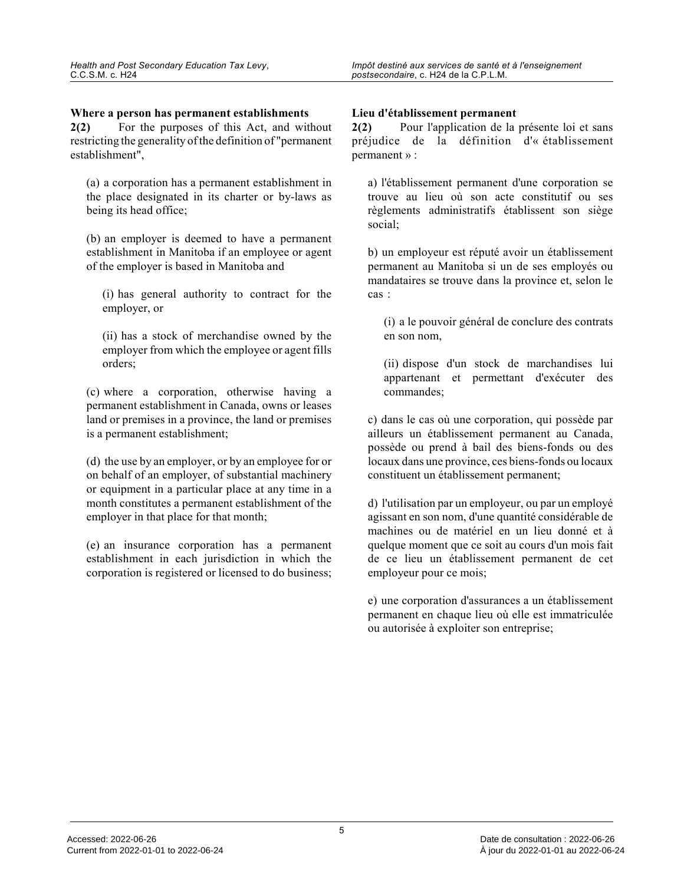**Where a person has permanent establishments**

**2(2)** For the purposes of this Act, and without restricting the generality of the definition of "permanent establishment",

(a) a corporation has a permanent establishment in the place designated in its charter or by-laws as being its head office;

(b) an employer is deemed to have a permanent establishment in Manitoba if an employee or agent of the employer is based in Manitoba and

(i) has general authority to contract for the employer, or

(ii) has a stock of merchandise owned by the employer from which the employee or agent fills orders;

(c) where a corporation, otherwise having a permanent establishment in Canada, owns or leases land or premises in a province, the land or premises is a permanent establishment;

(d) the use by an employer, or by an employee for or on behalf of an employer, of substantial machinery or equipment in a particular place at any time in a month constitutes a permanent establishment of the employer in that place for that month;

(e) an insurance corporation has a permanent establishment in each jurisdiction in which the corporation is registered or licensed to do business;

**Lieu d'établissement permanent**

**2(2)** Pour l'application de la présente loi et sans préjudice de la définition d'« établissement permanent » :

a) l'établissement permanent d'une corporation se trouve au lieu où son acte constitutif ou ses règlements administratifs établissent son siège social;

b) un employeur est réputé avoir un établissement permanent au Manitoba si un de ses employés ou mandataires se trouve dans la province et, selon le cas :

(i) a le pouvoir général de conclure des contrats en son nom,

(ii) dispose d'un stock de marchandises lui appartenant et permettant d'exécuter des commandes;

c) dans le cas où une corporation, qui possède par ailleurs un établissement permanent au Canada, possède ou prend à bail des biens-fonds ou des locaux dans une province, ces biens-fonds ou locaux constituent un établissement permanent;

d) l'utilisation par un employeur, ou par un employé agissant en son nom, d'une quantité considérable de machines ou de matériel en un lieu donné et à quelque moment que ce soit au cours d'un mois fait de ce lieu un établissement permanent de cet employeur pour ce mois;

e) une corporation d'assurances a un établissement permanent en chaque lieu où elle est immatriculée ou autorisée à exploiter son entreprise;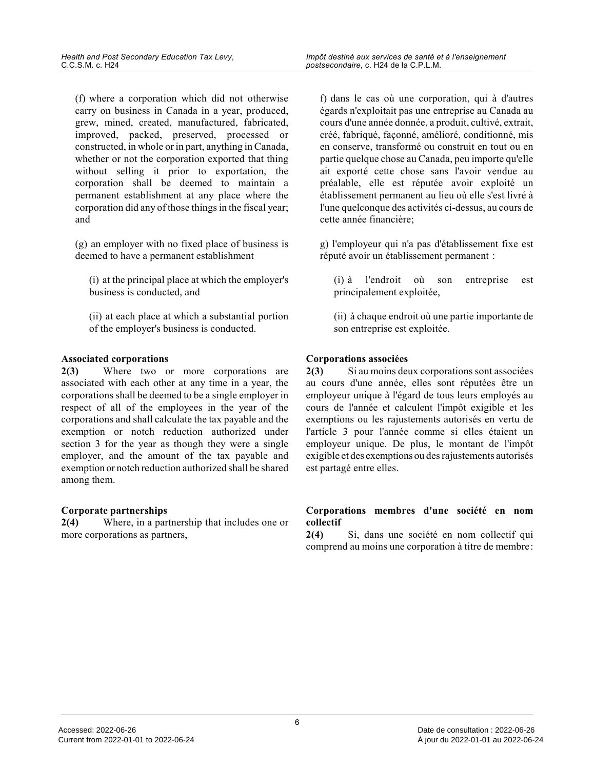(f) where a corporation which did not otherwise carry on business in Canada in a year, produced, grew, mined, created, manufactured, fabricated, improved, packed, preserved, processed or constructed, in whole or in part, anything in Canada, whether or not the corporation exported that thing without selling it prior to exportation, the corporation shall be deemed to maintain a permanent establishment at any place where the corporation did any of those things in the fiscal year; and

(g) an employer with no fixed place of business is deemed to have a permanent establishment

(i) at the principal place at which the employer's business is conducted, and

(ii) at each place at which a substantial portion of the employer's business is conducted.

f) dans le cas où une corporation, qui à d'autres égards n'exploitait pas une entreprise au Canada au cours d'une année donnée, a produit, cultivé, extrait, créé, fabriqué, façonné, amélioré, conditionné, mis en conserve, transformé ou construit en tout ou en partie quelque chose au Canada, peu importe qu'elle ait exporté cette chose sans l'avoir vendue au préalable, elle est réputée avoir exploité un établissement permanent au lieu où elle s'est livré à l'une quelconque des activités ci-dessus, au cours de cette année financière;

g) l'employeur qui n'a pas d'établissement fixe est réputé avoir un établissement permanent :

(i) à l'endroit où son entreprise est principalement exploitée,

(ii) à chaque endroit où une partie importante de son entreprise est exploitée.

**Associated corporations**

**2(3)** Where two or more corporations are associated with each other at any time in a year, the corporations shall be deemed to be a single employer in respect of all of the employees in the year of the corporations and shall calculate the tax payable and the exemption or notch reduction authorized under section 3 for the year as though they were a single employer, and the amount of the tax payable and exemption or notch reduction authorized shall be shared among them.

**Corporations associées**

**2(3)** Si au moins deux corporations sont associées au cours d'une année, elles sont réputées être un employeur unique à l'égard de tous leurs employés au cours de l'année et calculent l'impôt exigible et les exemptions ou les rajustements autorisés en vertu de l'article 3 pour l'année comme si elles étaient un employeur unique. De plus, le montant de l'impôt exigible et des exemptions ou des rajustements autorisés est partagé entre elles.

**Corporate partnerships**

**2(4)** Where, in a partnership that includes one or more corporations as partners,

**Corporations membres d'une société en nom collectif**

**2(4)** Si, dans une société en nom collectif qui comprend au moins une corporation à titre de membre :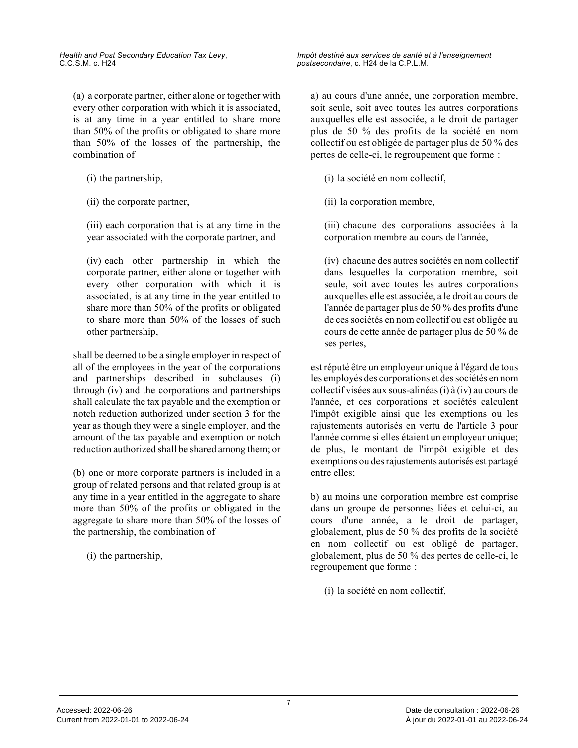(a) a corporate partner, either alone or together with every other corporation with which it is associated, is at any time in a year entitled to share more than 50% of the profits or obligated to share more than 50% of the losses of the partnership, the combination of

(i) the partnership,

(ii) the corporate partner,

(iii) each corporation that is at any time in the year associated with the corporate partner, and

(iv) each other partnership in which the corporate partner, either alone or together with every other corporation with which it is associated, is at any time in the year entitled to share more than 50% of the profits or obligated to share more than 50% of the losses of such other partnership,

shall be deemed to be a single employer in respect of all of the employees in the year of the corporations and partnerships described in subclauses (i) through (iv) and the corporations and partnerships shall calculate the tax payable and the exemption or notch reduction authorized under section 3 for the year as though they were a single employer, and the amount of the tax payable and exemption or notch reduction authorized shall be shared among them; or

(b) one or more corporate partners is included in a group of related persons and that related group is at any time in a year entitled in the aggregate to share more than 50% of the profits or obligated in the aggregate to share more than 50% of the losses of the partnership, the combination of

(i) the partnership,

a) au cours d'une année, une corporation membre, soit seule, soit avec toutes les autres corporations auxquelles elle est associée, a le droit de partager plus de 50 % des profits de la société en nom collectif ou est obligée de partager plus de 50 % des pertes de celle-ci, le regroupement que forme :

(i) la société en nom collectif,

(ii) la corporation membre,

(iii) chacune des corporations associées à la corporation membre au cours de l'année,

(iv) chacune des autres sociétés en nom collectif dans lesquelles la corporation membre, soit seule, soit avec toutes les autres corporations auxquelles elle est associée, a le droit au cours de l'année de partager plus de 50 % des profits d'une de ces sociétés en nom collectif ou est obligée au cours de cette année de partager plus de 50 % de ses pertes,

est réputé être un employeur unique à l'égard de tous les employés des corporations et des sociétés en nom collectif visées aux sous-alinéas (i) à (iv) au cours de l'année, et ces corporations et sociétés calculent l'impôt exigible ainsi que les exemptions ou les rajustements autorisés en vertu de l'article 3 pour l'année comme si elles étaient un employeur unique; de plus, le montant de l'impôt exigible et des exemptions ou des rajustements autorisés est partagé entre elles;

b) au moins une corporation membre est comprise dans un groupe de personnes liées et celui-ci, au cours d'une année, a le droit de partager, globalement, plus de 50 % des profits de la société en nom collectif ou est obligé de partager, globalement, plus de 50 % des pertes de celle-ci, le regroupement que forme :

(i) la société en nom collectif,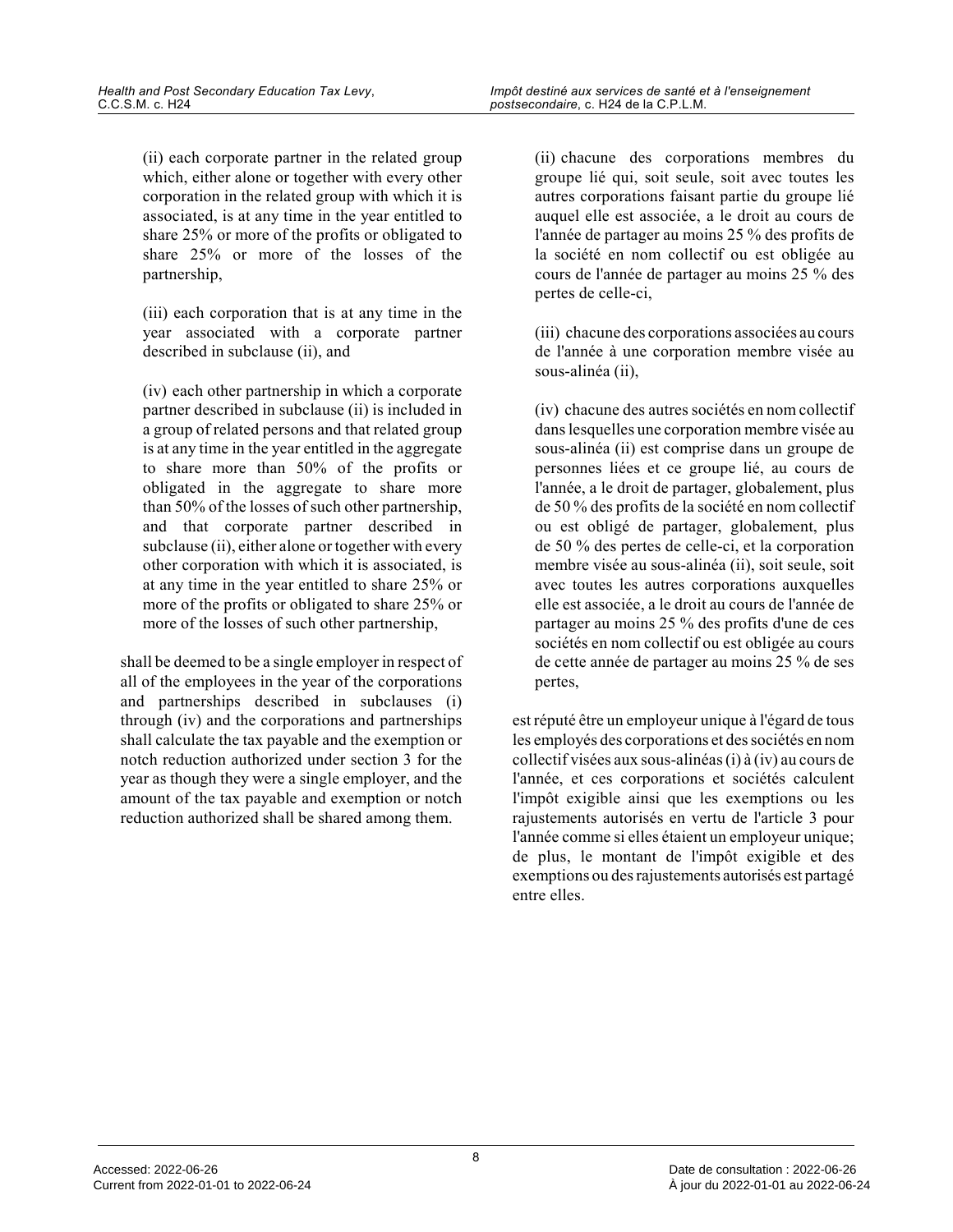(ii) each corporate partner in the related group which, either alone or together with every other corporation in the related group with which it is associated, is at any time in the year entitled to share 25% or more of the profits or obligated to share 25% or more of the losses of the partnership,

(iii) each corporation that is at any time in the year associated with a corporate partner described in subclause (ii), and

(iv) each other partnership in which a corporate partner described in subclause (ii) is included in a group of related persons and that related group is at any time in the year entitled in the aggregate to share more than 50% of the profits or obligated in the aggregate to share more than 50% of the losses of such other partnership, and that corporate partner described in subclause (ii), either alone or together with every other corporation with which it is associated, is at any time in the year entitled to share 25% or more of the profits or obligated to share 25% or more of the losses of such other partnership,

shall be deemed to be a single employer in respect of all of the employees in the year of the corporations and partnerships described in subclauses (i) through (iv) and the corporations and partnerships shall calculate the tax payable and the exemption or notch reduction authorized under section 3 for the year as though they were a single employer, and the amount of the tax payable and exemption or notch reduction authorized shall be shared among them.

(ii) chacune des corporations membres du groupe lié qui, soit seule, soit avec toutes les autres corporations faisant partie du groupe lié auquel elle est associée, a le droit au cours de l'année de partager au moins 25 % des profits de la société en nom collectif ou est obligée au cours de l'année de partager au moins 25 % des pertes de celle-ci,

(iii) chacune des corporations associées au cours de l'année à une corporation membre visée au sous-alinéa (ii),

(iv) chacune des autres sociétés en nom collectif dans lesquelles une corporation membre visée au sous-alinéa (ii) est comprise dans un groupe de personnes liées et ce groupe lié, au cours de l'année, a le droit de partager, globalement, plus de 50 % des profits de la société en nom collectif ou est obligé de partager, globalement, plus de 50 % des pertes de celle-ci, et la corporation membre visée au sous-alinéa (ii), soit seule, soit avec toutes les autres corporations auxquelles elle est associée, a le droit au cours de l'année de partager au moins 25 % des profits d'une de ces sociétés en nom collectif ou est obligée au cours de cette année de partager au moins 25 % de ses pertes,

est réputé être un employeur unique à l'égard de tous les employés des corporations et des sociétés en nom collectif visées aux sous-alinéas (i) à (iv) au cours de l'année, et ces corporations et sociétés calculent l'impôt exigible ainsi que les exemptions ou les rajustements autorisés en vertu de l'article 3 pour l'année comme si elles étaient un employeur unique; de plus, le montant de l'impôt exigible et des exemptions ou des rajustements autorisés est partagé entre elles.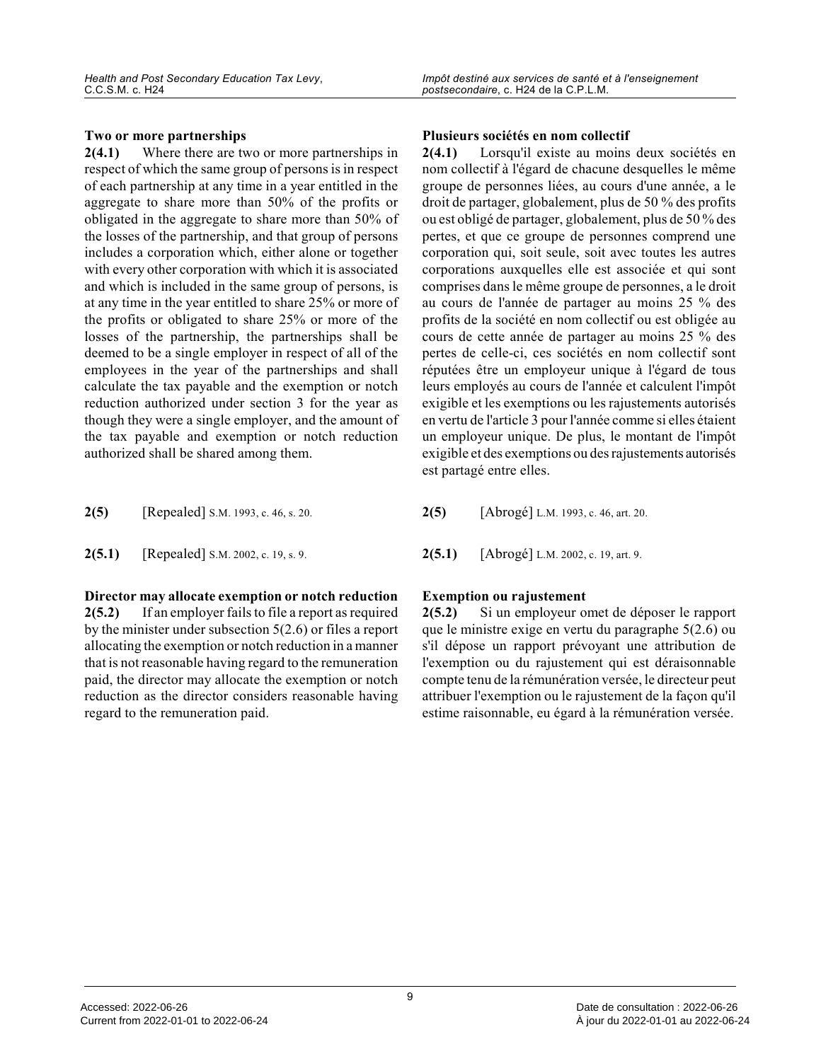**Two or more partnerships**

**2(4.1)** Where there are two or more partnerships in respect of which the same group of persons is in respect of each partnership at any time in a year entitled in the aggregate to share more than 50% of the profits or obligated in the aggregate to share more than 50% of the losses of the partnership, and that group of persons includes a corporation which, either alone or together with every other corporation with which it is associated and which is included in the same group of persons, is at any time in the year entitled to share 25% or more of the profits or obligated to share 25% or more of the losses of the partnership, the partnerships shall be deemed to be a single employer in respect of all of the employees in the year of the partnerships and shall calculate the tax payable and the exemption or notch reduction authorized under section 3 for the year as though they were a single employer, and the amount of the tax payable and exemption or notch reduction authorized shall be shared among them.

**2(5)** [Repealed] S.M. 1993, c. 46, s. 20.

**2(5.1)** [Repealed] S.M. 2002, c. 19, s. 9.

**Director may allocate exemption or notch reduction**

**2(5.2)** If an employer fails to file a report as required by the minister under subsection 5(2.6) or files a report allocating the exemption or notch reduction in a manner that is not reasonable having regard to the remuneration paid, the director may allocate the exemption or notch reduction as the director considers reasonable having regard to the remuneration paid.

**Plusieurs sociétés en nom collectif**

**2(4.1)** Lorsqu'il existe au moins deux sociétés en nom collectif à l'égard de chacune desquelles le même groupe de personnes liées, au cours d'une année, a le droit de partager, globalement, plus de 50 % des profits ou est obligé de partager, globalement, plus de 50 % des pertes, et que ce groupe de personnes comprend une corporation qui, soit seule, soit avec toutes les autres corporations auxquelles elle est associée et qui sont comprises dans le même groupe de personnes, a le droit au cours de l'année de partager au moins 25 % des profits de la société en nom collectif ou est obligée au cours de cette année de partager au moins 25 % des pertes de celle-ci, ces sociétés en nom collectif sont réputées être un employeur unique à l'égard de tous leurs employés au cours de l'année et calculent l'impôt exigible et les exemptions ou les rajustements autorisés en vertu de l'article 3 pour l'année comme si elles étaient un employeur unique. De plus, le montant de l'impôt exigible et des exemptions ou des rajustements autorisés est partagé entre elles.

**2(5)** [Abrogé] L.M. 1993, c. 46, art. 20.

**2(5.1)** [Abrogé] L.M. 2002, c. 19, art. 9.

**Exemption ou rajustement**

**2(5.2)** Si un employeur omet de déposer le rapport que le ministre exige en vertu du paragraphe 5(2.6) ou s'il dépose un rapport prévoyant une attribution de l'exemption ou du rajustement qui est déraisonnable compte tenu de la rémunération versée, le directeur peut attribuer l'exemption ou le rajustement de la façon qu'il estime raisonnable, eu égard à la rémunération versée.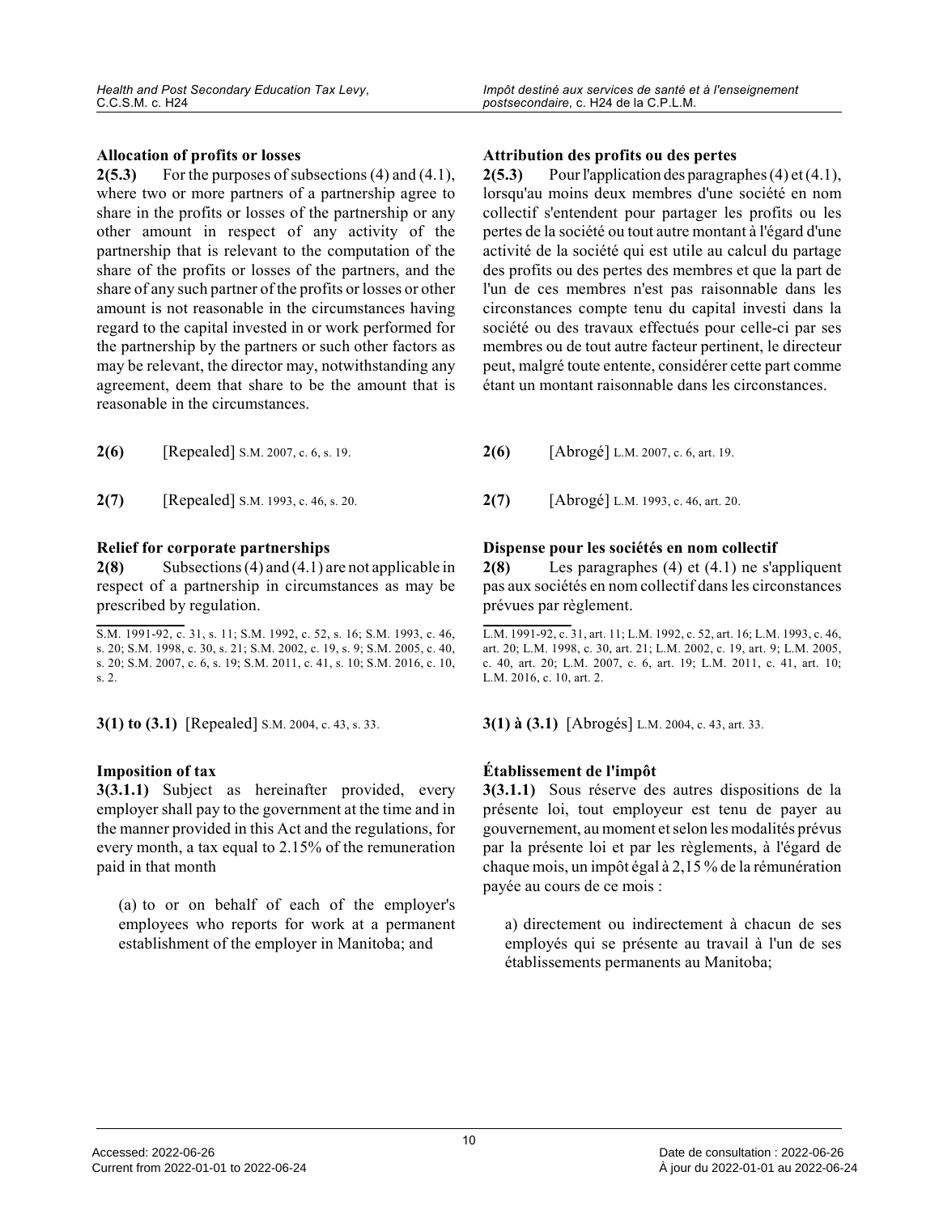**Allocation of profits or losses**

**2(5.3)** For the purposes of subsections (4) and (4.1), where two or more partners of a partnership agree to share in the profits or losses of the partnership or any other amount in respect of any activity of the partnership that is relevant to the computation of the share of the profits or losses of the partners, and the share of any such partner of the profits or losses or other amount is not reasonable in the circumstances having regard to the capital invested in or work performed for the partnership by the partners or such other factors as may be relevant, the director may, notwithstanding any agreement, deem that share to be the amount that is reasonable in the circumstances.

**2(6)** [Repealed] S.M. 2007, c. 6, s. 19.

**2(7)** [Repealed] S.M. 1993, c. 46, s. 20.

**Relief for corporate partnerships**

**2(8)** Subsections (4) and (4.1) are not applicable in respect of a partnership in circumstances as may be prescribed by regulation.

S.M. 1991-92, c. 31, s. 11; S.M. 1992, c. 52, s. 16; S.M. 1993, c. 46, s. 20; S.M. 1998, c. 30, s. 21; S.M. 2002, c. 19, s. 9; S.M. 2005, c. 40, s. 20; S.M. 2007, c. 6, s. 19; S.M. 2011, c. 41, s. 10; S.M. 2016, c. 10, s. 2.

**3(1) to (3.1)** [Repealed] S.M. 2004, c. 43, s. 33.

**Imposition of tax**

**3(3.1.1)** Subject as hereinafter provided, every employer shall pay to the government at the time and in the manner provided in this Act and the regulations, for every month, a tax equal to 2.15% of the remuneration paid in that month

(a) to or on behalf of each of the employer's employees who reports for work at a permanent establishment of the employer in Manitoba; and

**Attribution des profits ou des pertes**

**2(5.3)** Pour l'application des paragraphes (4) et (4.1), lorsqu'au moins deux membres d'une société en nom collectif s'entendent pour partager les profits ou les pertes de la société ou tout autre montant à l'égard d'une activité de la société qui est utile au calcul du partage des profits ou des pertes des membres et que la part de l'un de ces membres n'est pas raisonnable dans les circonstances compte tenu du capital investi dans la société ou des travaux effectués pour celle-ci par ses membres ou de tout autre facteur pertinent, le directeur peut, malgré toute entente, considérer cette part comme étant un montant raisonnable dans les circonstances.

**2(6)** [Abrogé] L.M. 2007, c. 6, art. 19.

**2(7)** [Abrogé] L.M. 1993, c. 46, art. 20.

**Dispense pour les sociétés en nom collectif**

**2(8)** Les paragraphes (4) et (4.1) ne s'appliquent pas aux sociétés en nom collectif dans les circonstances prévues par règlement.

L.M. 1991-92, c. 31, art. 11; L.M. 1992, c. 52, art. 16; L.M. 1993, c. 46, art. 20; L.M. 1998, c. 30, art. 21; L.M. 2002, c. 19, art. 9; L.M. 2005, c. 40, art. 20; L.M. 2007, c. 6, art. 19; L.M. 2011, c. 41, art. 10; L.M. 2016, c. 10, art. 2.

**3(1) à (3.1)** [Abrogés] L.M. 2004, c. 43, art. 33.

**Établissement de l'impôt**

**3(3.1.1)** Sous réserve des autres dispositions de la présente loi, tout employeur est tenu de payer au gouvernement, au moment et selon les modalités prévus par la présente loi et par les règlements, à l'égard de chaque mois, un impôt égal à 2,15 % de la rémunération payée au cours de ce mois :

a) directement ou indirectement à chacun de ses employés qui se présente au travail à l'un de ses établissements permanents au Manitoba;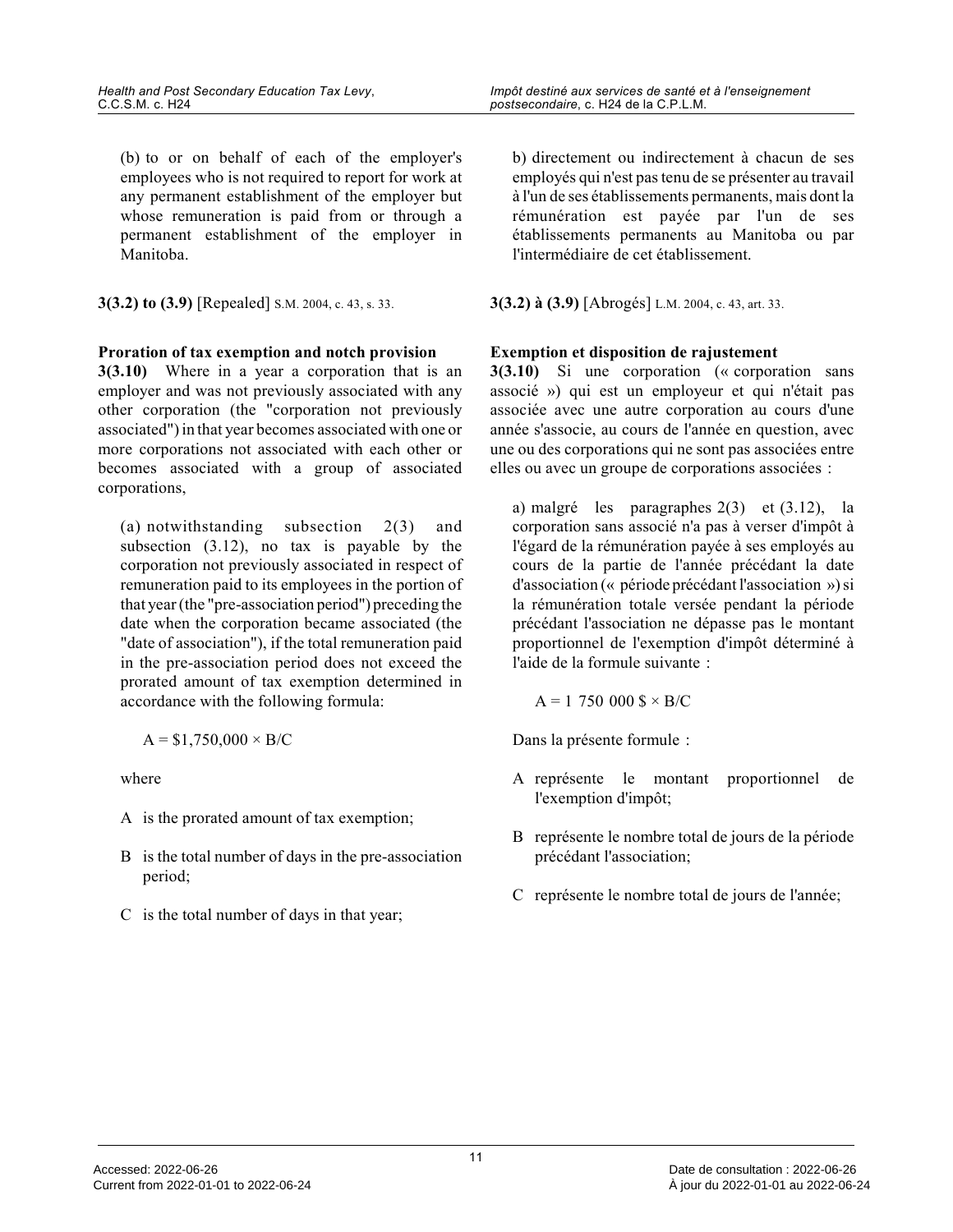(b) to or on behalf of each of the employer's employees who is not required to report for work at any permanent establishment of the employer but whose remuneration is paid from or through a permanent establishment of the employer in Manitoba.

**3(3.2) to (3.9)** [Repealed] S.M. 2004, c. 43, s. 33.

**Proration of tax exemption and notch provision**

**3(3.10)** Where in a year a corporation that is an employer and was not previously associated with any other corporation (the "corporation not previously associated") in that year becomes associated with one or more corporations not associated with each other or becomes associated with a group of associated corporations,

(a) notwithstanding subsection 2(3) and subsection (3.12), no tax is payable by the corporation not previously associated in respect of remuneration paid to its employees in the portion of that year (the "pre-association period") preceding the date when the corporation became associated (the "date of association"), if the total remuneration paid in the pre-association period does not exceed the prorated amount of tax exemption determined in accordance with the following formula:

$$A = \$1,750,000 \times B/C$$

where

A is the prorated amount of tax exemption;

B is the total number of days in the pre-association period;

C is the total number of days in that year;

b) directement ou indirectement à chacun de ses employés qui n'est pas tenu de se présenter au travail à l'un de ses établissements permanents, mais dont la rémunération est payée par l'un de ses établissements permanents au Manitoba ou par l'intermédiaire de cet établissement.

**3(3.2) à (3.9)** [Abrogés] L.M. 2004, c. 43, art. 33.

**Exemption et disposition de rajustement**

**3(3.10)** Si une corporation (« corporation sans associé ») qui est un employeur et qui n'était pas associée avec une autre corporation au cours d'une année s'associe, au cours de l'année en question, avec une ou des corporations qui ne sont pas associées entre elles ou avec un groupe de corporations associées :

a) malgré les paragraphes 2(3) et (3.12), la corporation sans associé n'a pas à verser d'impôt à l'égard de la rémunération payée à ses employés au cours de la partie de l'année précédant la date d'association (« période précédant l'association ») si la rémunération totale versée pendant la période précédant l'association ne dépasse pas le montant proportionnel de l'exemption d'impôt déterminé à l'aide de la formule suivante :

$$A = 1\ 750\ 000\ \$ \times B/C$$

Dans la présente formule :

A représente le montant proportionnel de l'exemption d'impôt;

B représente le nombre total de jours de la période précédant l'association;

C représente le nombre total de jours de l'année;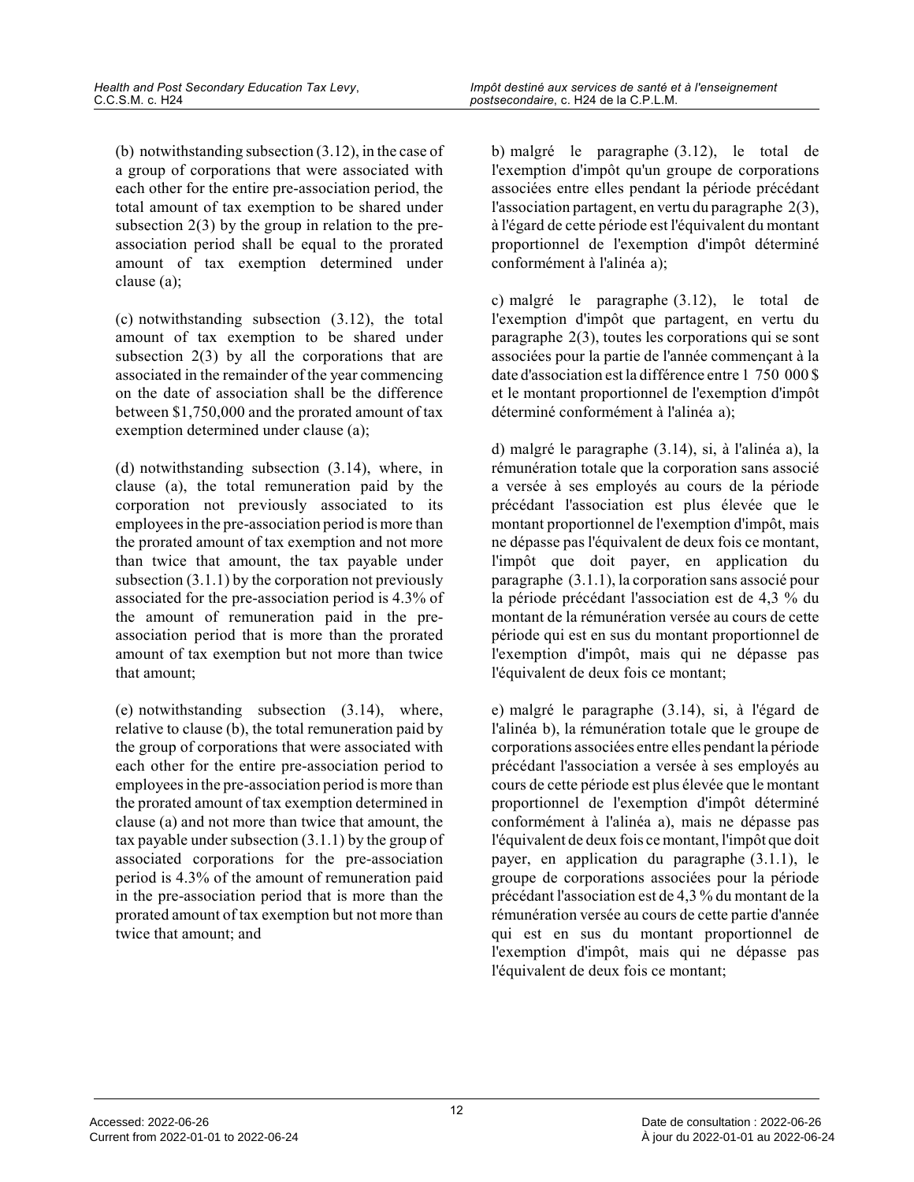(b) notwithstanding subsection (3.12), in the case of a group of corporations that were associated with each other for the entire pre-association period, the total amount of tax exemption to be shared under subsection 2(3) by the group in relation to the pre-association period shall be equal to the prorated amount of tax exemption determined under clause (a);

(c) notwithstanding subsection (3.12), the total amount of tax exemption to be shared under subsection 2(3) by all the corporations that are associated in the remainder of the year commencing on the date of association shall be the difference between $1,750,000 and the prorated amount of tax exemption determined under clause (a);

(d) notwithstanding subsection (3.14), where, in clause (a), the total remuneration paid by the corporation not previously associated to its employees in the pre-association period is more than the prorated amount of tax exemption and not more than twice that amount, the tax payable under subsection (3.1.1) by the corporation not previously associated for the pre-association period is 4.3% of the amount of remuneration paid in the pre-association period that is more than the prorated amount of tax exemption but not more than twice that amount;

(e) notwithstanding subsection (3.14), where, relative to clause (b), the total remuneration paid by the group of corporations that were associated with each other for the entire pre-association period to employees in the pre-association period is more than the prorated amount of tax exemption determined in clause (a) and not more than twice that amount, the tax payable under subsection (3.1.1) by the group of associated corporations for the pre-association period is 4.3% of the amount of remuneration paid in the pre-association period that is more than the prorated amount of tax exemption but not more than twice that amount; and

b) malgré le paragraphe (3.12), le total de l'exemption d'impôt qu'un groupe de corporations associées entre elles pendant la période précédant l'association partagent, en vertu du paragraphe 2(3), à l'égard de cette période est l'équivalent du montant proportionnel de l'exemption d'impôt déterminé conformément à l'alinéa a);

c) malgré le paragraphe (3.12), le total de l'exemption d'impôt que partagent, en vertu du paragraphe 2(3), toutes les corporations qui se sont associées pour la partie de l'année commençant à la date d'association est la différence entre 1 750 000 $ et le montant proportionnel de l'exemption d'impôt déterminé conformément à l'alinéa a);

d) malgré le paragraphe (3.14), si, à l'alinéa a), la rémunération totale que la corporation sans associé a versée à ses employés au cours de la période précédant l'association est plus élevée que le montant proportionnel de l'exemption d'impôt, mais ne dépasse pas l'équivalent de deux fois ce montant, l'impôt que doit payer, en application du paragraphe (3.1.1), la corporation sans associé pour la période précédant l'association est de 4,3 % du montant de la rémunération versée au cours de cette période qui est en sus du montant proportionnel de l'exemption d'impôt, mais qui ne dépasse pas l'équivalent de deux fois ce montant;

e) malgré le paragraphe (3.14), si, à l'égard de l'alinéa b), la rémunération totale que le groupe de corporations associées entre elles pendant la période précédant l'association a versée à ses employés au cours de cette période est plus élevée que le montant proportionnel de l'exemption d'impôt déterminé conformément à l'alinéa a), mais ne dépasse pas l'équivalent de deux fois ce montant, l'impôt que doit payer, en application du paragraphe (3.1.1), le groupe de corporations associées pour la période précédant l'association est de 4,3 % du montant de la rémunération versée au cours de cette partie d'année qui est en sus du montant proportionnel de l'exemption d'impôt, mais qui ne dépasse pas l'équivalent de deux fois ce montant;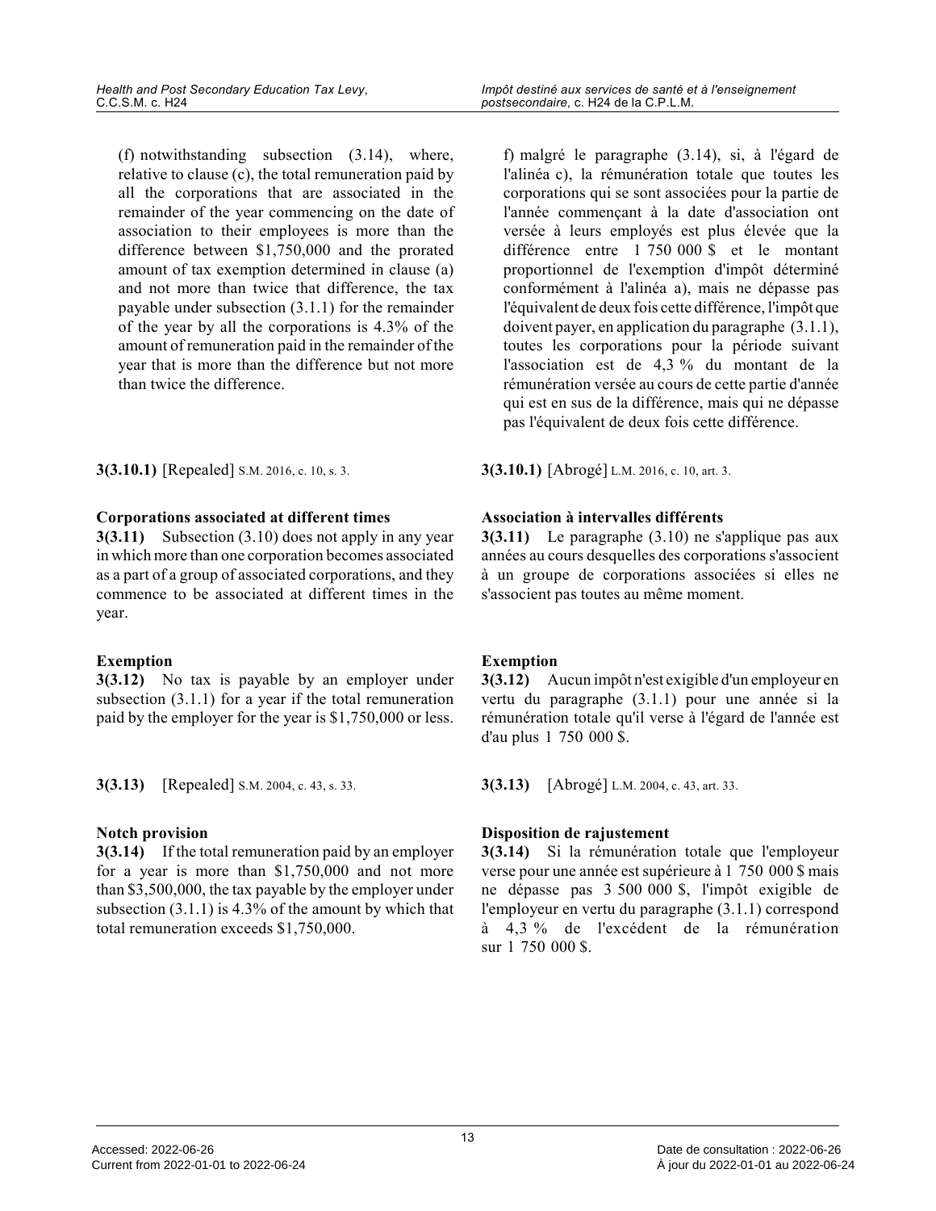(f) notwithstanding subsection (3.14), where, relative to clause (c), the total remuneration paid by all the corporations that are associated in the remainder of the year commencing on the date of association to their employees is more than the difference between $1,750,000 and the prorated amount of tax exemption determined in clause (a) and not more than twice that difference, the tax payable under subsection (3.1.1) for the remainder of the year by all the corporations is 4.3% of the amount of remuneration paid in the remainder of the year that is more than the difference but not more than twice the difference.

f) malgré le paragraphe (3.14), si, à l'égard de l'alinéa c), la rémunération totale que toutes les corporations qui se sont associées pour la partie de l'année commençant à la date d'association ont versée à leurs employés est plus élevée que la différence entre 1 750 000 $ et le montant proportionnel de l'exemption d'impôt déterminé conformément à l'alinéa a), mais ne dépasse pas l'équivalent de deux fois cette différence, l'impôt que doivent payer, en application du paragraphe (3.1.1), toutes les corporations pour la période suivant l'association est de 4,3 % du montant de la rémunération versée au cours de cette partie d'année qui est en sus de la différence, mais qui ne dépasse pas l'équivalent de deux fois cette différence.

**3(3.10.1)** [Repealed] S.M. 2016, c. 10, s. 3.

**3(3.10.1)** [Abrogé] L.M. 2016, c. 10, art. 3.

**Corporations associated at different times**

**3(3.11)** Subsection (3.10) does not apply in any year in which more than one corporation becomes associated as a part of a group of associated corporations, and they commence to be associated at different times in the year.

**Association à intervalles différents**

**3(3.11)** Le paragraphe (3.10) ne s'applique pas aux années au cours desquelles des corporations s'associent à un groupe de corporations associées si elles ne s'associent pas toutes au même moment.

**Exemption**

**3(3.12)** No tax is payable by an employer under subsection (3.1.1) for a year if the total remuneration paid by the employer for the year is $1,750,000 or less.

**Exemption**

**3(3.12)** Aucun impôt n'est exigible d'un employeur en vertu du paragraphe (3.1.1) pour une année si la rémunération totale qu'il verse à l'égard de l'année est d'au plus 1 750 000 $.

**3(3.13)** [Repealed] S.M. 2004, c. 43, s. 33.

**3(3.13)** [Abrogé] L.M. 2004, c. 43, art. 33.

**Notch provision**

**3(3.14)** If the total remuneration paid by an employer for a year is more than $1,750,000 and not more than $3,500,000, the tax payable by the employer under subsection (3.1.1) is 4.3% of the amount by which that total remuneration exceeds $1,750,000.

**Disposition de rajustement**

**3(3.14)** Si la rémunération totale que l'employeur verse pour une année est supérieure à 1 750 000 $ mais ne dépasse pas 3 500 000 $, l'impôt exigible de l'employeur en vertu du paragraphe (3.1.1) correspond à 4,3 % de l'excédent de la rémunération sur 1 750 000 $.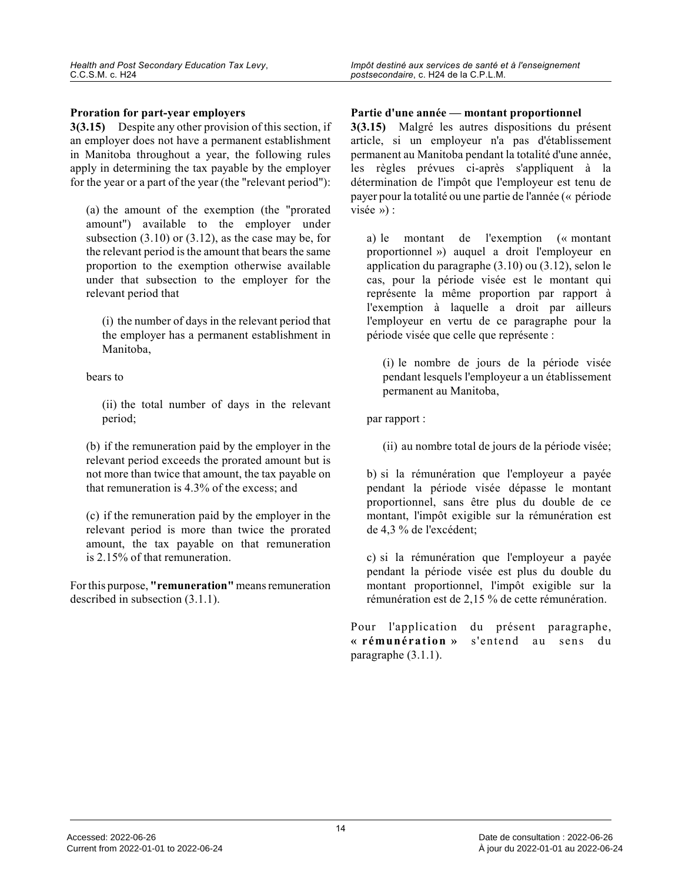**Proration for part-year employers**

**3(3.15)** Despite any other provision of this section, if an employer does not have a permanent establishment in Manitoba throughout a year, the following rules apply in determining the tax payable by the employer for the year or a part of the year (the "relevant period"):

(a) the amount of the exemption (the "prorated amount") available to the employer under subsection (3.10) or (3.12), as the case may be, for the relevant period is the amount that bears the same proportion to the exemption otherwise available under that subsection to the employer for the relevant period that

(i) the number of days in the relevant period that the employer has a permanent establishment in Manitoba,

bears to

(ii) the total number of days in the relevant period;

(b) if the remuneration paid by the employer in the relevant period exceeds the prorated amount but is not more than twice that amount, the tax payable on that remuneration is 4.3% of the excess; and

(c) if the remuneration paid by the employer in the relevant period is more than twice the prorated amount, the tax payable on that remuneration is 2.15% of that remuneration.

For this purpose, **"remuneration"** means remuneration described in subsection (3.1.1).

**Partie d'une année — montant proportionnel**

**3(3.15)** Malgré les autres dispositions du présent article, si un employeur n'a pas d'établissement permanent au Manitoba pendant la totalité d'une année, les règles prévues ci-après s'appliquent à la détermination de l'impôt que l'employeur est tenu de payer pour la totalité ou une partie de l'année (« période visée ») :

a) le montant de l'exemption (« montant proportionnel ») auquel a droit l'employeur en application du paragraphe (3.10) ou (3.12), selon le cas, pour la période visée est le montant qui représente la même proportion par rapport à l'exemption à laquelle a droit par ailleurs l'employeur en vertu de ce paragraphe pour la période visée que celle que représente :

(i) le nombre de jours de la période visée pendant lesquels l'employeur a un établissement permanent au Manitoba,

par rapport :

(ii) au nombre total de jours de la période visée;

b) si la rémunération que l'employeur a payée pendant la période visée dépasse le montant proportionnel, sans être plus du double de ce montant, l'impôt exigible sur la rémunération est de 4,3 % de l'excédent;

c) si la rémunération que l'employeur a payée pendant la période visée est plus du double du montant proportionnel, l'impôt exigible sur la rémunération est de 2,15 % de cette rémunération.

Pour l'application du présent paragraphe, **« rémunération »** s'entend au sens du paragraphe (3.1.1).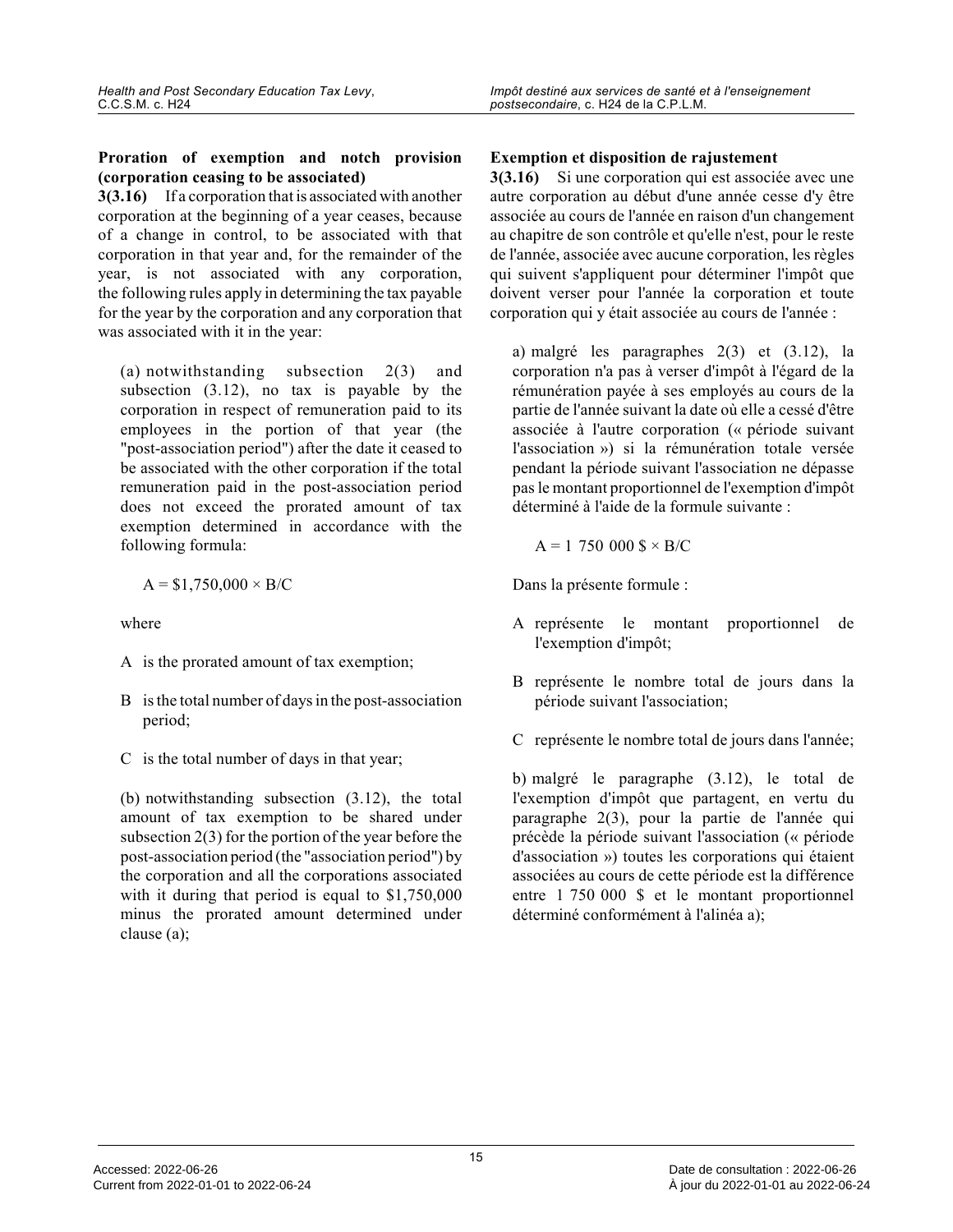**Proration of exemption and notch provision (corporation ceasing to be associated)**

**3(3.16)** If a corporation that is associated with another corporation at the beginning of a year ceases, because of a change in control, to be associated with that corporation in that year and, for the remainder of the year, is not associated with any corporation, the following rules apply in determining the tax payable for the year by the corporation and any corporation that was associated with it in the year:

(a) notwithstanding subsection 2(3) and subsection (3.12), no tax is payable by the corporation in respect of remuneration paid to its employees in the portion of that year (the "post-association period") after the date it ceased to be associated with the other corporation if the total remuneration paid in the post-association period does not exceed the prorated amount of tax exemption determined in accordance with the following formula:

$$A = \$1,750,000 \times B/C$$

where

A is the prorated amount of tax exemption;

B is the total number of days in the post-association period;

C is the total number of days in that year;

(b) notwithstanding subsection (3.12), the total amount of tax exemption to be shared under subsection 2(3) for the portion of the year before the post-association period (the "association period") by the corporation and all the corporations associated with it during that period is equal to $1,750,000 minus the prorated amount determined under clause (a);

**Exemption et disposition de rajustement**

**3(3.16)** Si une corporation qui est associée avec une autre corporation au début d'une année cesse d'y être associée au cours de l'année en raison d'un changement au chapitre de son contrôle et qu'elle n'est, pour le reste de l'année, associée avec aucune corporation, les règles qui suivent s'appliquent pour déterminer l'impôt que doivent verser pour l'année la corporation et toute corporation qui y était associée au cours de l'année :

a) malgré les paragraphes 2(3) et (3.12), la corporation n'a pas à verser d'impôt à l'égard de la rémunération payée à ses employés au cours de la partie de l'année suivant la date où elle a cessé d'être associée à l'autre corporation (« période suivant l'association ») si la rémunération totale versée pendant la période suivant l'association ne dépasse pas le montant proportionnel de l'exemption d'impôt déterminé à l'aide de la formule suivante :

$$A = 1\ 750\ 000\ \$ \times B/C$$

Dans la présente formule :

A représente le montant proportionnel de l'exemption d'impôt;

B représente le nombre total de jours dans la période suivant l'association;

C représente le nombre total de jours dans l'année;

b) malgré le paragraphe (3.12), le total de l'exemption d'impôt que partagent, en vertu du paragraphe 2(3), pour la partie de l'année qui précède la période suivant l'association (« période d'association ») toutes les corporations qui étaient associées au cours de cette période est la différence entre 1 750 000 $ et le montant proportionnel déterminé conformément à l'alinéa a);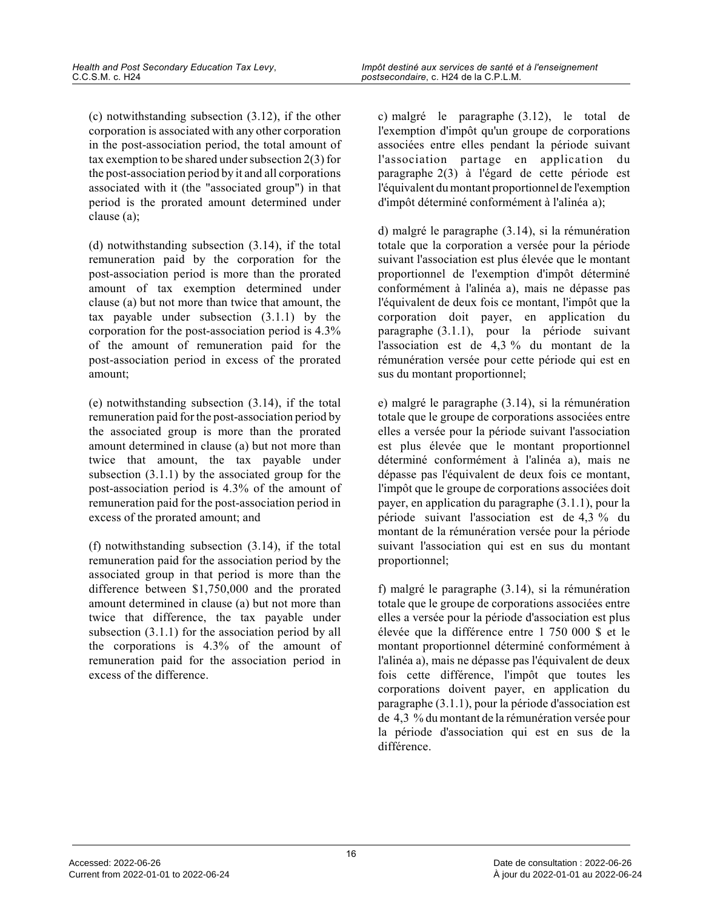(c) notwithstanding subsection (3.12), if the other corporation is associated with any other corporation in the post-association period, the total amount of tax exemption to be shared under subsection 2(3) for the post-association period by it and all corporations associated with it (the "associated group") in that period is the prorated amount determined under clause (a);

(d) notwithstanding subsection (3.14), if the total remuneration paid by the corporation for the post-association period is more than the prorated amount of tax exemption determined under clause (a) but not more than twice that amount, the tax payable under subsection (3.1.1) by the corporation for the post-association period is 4.3% of the amount of remuneration paid for the post-association period in excess of the prorated amount;

(e) notwithstanding subsection (3.14), if the total remuneration paid for the post-association period by the associated group is more than the prorated amount determined in clause (a) but not more than twice that amount, the tax payable under subsection (3.1.1) by the associated group for the post-association period is 4.3% of the amount of remuneration paid for the post-association period in excess of the prorated amount; and

(f) notwithstanding subsection (3.14), if the total remuneration paid for the association period by the associated group in that period is more than the difference between $1,750,000 and the prorated amount determined in clause (a) but not more than twice that difference, the tax payable under subsection (3.1.1) for the association period by all the corporations is 4.3% of the amount of remuneration paid for the association period in excess of the difference.

c) malgré le paragraphe (3.12), le total de l'exemption d'impôt qu'un groupe de corporations associées entre elles pendant la période suivant l'association partage en application du paragraphe 2(3) à l'égard de cette période est l'équivalent du montant proportionnel de l'exemption d'impôt déterminé conformément à l'alinéa a);

d) malgré le paragraphe (3.14), si la rémunération totale que la corporation a versée pour la période suivant l'association est plus élevée que le montant proportionnel de l'exemption d'impôt déterminé conformément à l'alinéa a), mais ne dépasse pas l'équivalent de deux fois ce montant, l'impôt que la corporation doit payer, en application du paragraphe (3.1.1), pour la période suivant l'association est de 4,3 % du montant de la rémunération versée pour cette période qui est en sus du montant proportionnel;

e) malgré le paragraphe (3.14), si la rémunération totale que le groupe de corporations associées entre elles a versée pour la période suivant l'association est plus élevée que le montant proportionnel déterminé conformément à l'alinéa a), mais ne dépasse pas l'équivalent de deux fois ce montant, l'impôt que le groupe de corporations associées doit payer, en application du paragraphe (3.1.1), pour la période suivant l'association est de 4,3 % du montant de la rémunération versée pour la période suivant l'association qui est en sus du montant proportionnel;

f) malgré le paragraphe (3.14), si la rémunération totale que le groupe de corporations associées entre elles a versée pour la période d'association est plus élevée que la différence entre 1 750 000 $ et le montant proportionnel déterminé conformément à l'alinéa a), mais ne dépasse pas l'équivalent de deux fois cette différence, l'impôt que toutes les corporations doivent payer, en application du paragraphe (3.1.1), pour la période d'association est de 4,3 % du montant de la rémunération versée pour la période d'association qui est en sus de la différence.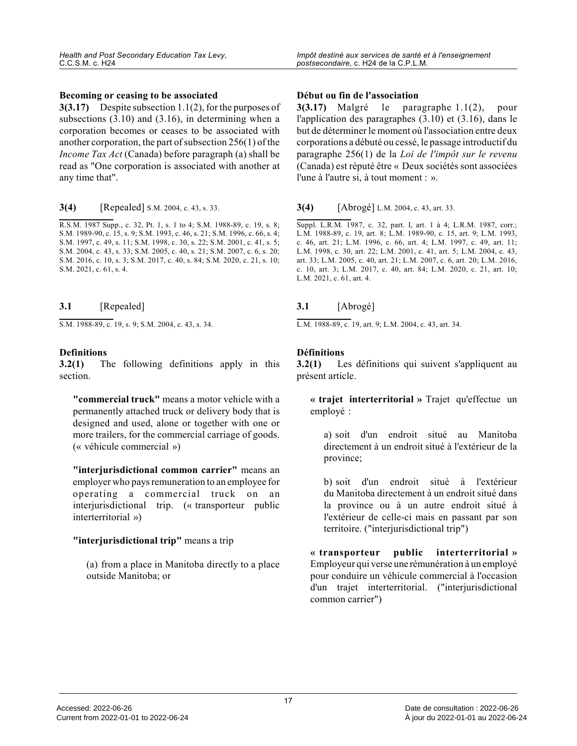**Becoming or ceasing to be associated**

**3(3.17)** Despite subsection 1.1(2), for the purposes of subsections (3.10) and (3.16), in determining when a corporation becomes or ceases to be associated with another corporation, the part of subsection 256(1) of the *Income Tax Act* (Canada) before paragraph (a) shall be read as "One corporation is associated with another at any time that".

**3(4)** [Repealed] S.M. 2004, c. 43, s. 33.

R.S.M. 1987 Supp., c. 32, Pt. 1, s. 1 to 4; S.M. 1988-89, c. 19, s. 8; S.M. 1989-90, c. 15, s. 9; S.M. 1993, c. 46, s. 21; S.M. 1996, c. 66, s. 4; S.M. 1997, c. 49, s. 11; S.M. 1998, c. 30, s. 22; S.M. 2001, c. 41, s. 5; S.M. 2004, c. 43, s. 33; S.M. 2005, c. 40, s. 21; S.M. 2007, c. 6, s. 20; S.M. 2016, c. 10, s. 3; S.M. 2017, c. 40, s. 84; S.M. 2020, c. 21, s. 10; S.M. 2021, c. 61, s. 4.

**3.1** [Repealed]

S.M. 1988-89, c. 19, s. 9; S.M. 2004, c. 43, s. 34.

**Definitions**

**3.2(1)** The following definitions apply in this section.

**"commercial truck"** means a motor vehicle with a permanently attached truck or delivery body that is designed and used, alone or together with one or more trailers, for the commercial carriage of goods. (« véhicule commercial »)

**"interjurisdictional common carrier"** means an employer who pays remuneration to an employee for operating a commercial truck on an interjurisdictional trip. (« transporteur public interterritorial »)

**"interjurisdictional trip"** means a trip

(a) from a place in Manitoba directly to a place outside Manitoba; or

**Début ou fin de l'association**

**3(3.17)** Malgré le paragraphe 1.1(2), pour l'application des paragraphes (3.10) et (3.16), dans le but de déterminer le moment où l'association entre deux corporations a débuté ou cessé, le passage introductif du paragraphe 256(1) de la *Loi de l'impôt sur le revenu* (Canada) est réputé être « Deux sociétés sont associées l'une à l'autre si, à tout moment : ».

**3(4)** [Abrogé] L.M. 2004, c. 43, art. 33.

Suppl. L.R.M. 1987, c. 32, part. I, art. 1 à 4; L.R.M. 1987, corr.; L.M. 1988-89, c. 19, art. 8; L.M. 1989-90, c. 15, art. 9; L.M. 1993, c. 46, art. 21; L.M. 1996, c. 66, art. 4; L.M. 1997, c. 49, art. 11; L.M. 1998, c. 30, art. 22; L.M. 2001, c. 41, art. 5; L.M. 2004, c. 43, art. 33; L.M. 2005, c. 40, art. 21; L.M. 2007, c. 6, art. 20; L.M. 2016, c. 10, art. 3; L.M. 2017, c. 40, art. 84; L.M. 2020, c. 21, art. 10; L.M. 2021, c. 61, art. 4.

**3.1** [Abrogé]

L.M. 1988-89, c. 19, art. 9; L.M. 2004, c. 43, art. 34.

**Définitions**

**3.2(1)** Les définitions qui suivent s'appliquent au présent article.

**« trajet interterritorial »** Trajet qu'effectue un employé :

a) soit d'un endroit situé au Manitoba directement à un endroit situé à l'extérieur de la province;

b) soit d'un endroit situé à l'extérieur du Manitoba directement à un endroit situé dans la province ou à un autre endroit situé à l'extérieur de celle-ci mais en passant par son territoire. ("interjurisdictional trip")

**« transporteur public interterritorial »** Employeur qui verse une rémunération à un employé pour conduire un véhicule commercial à l'occasion d'un trajet interterritorial. ("interjurisdictional common carrier")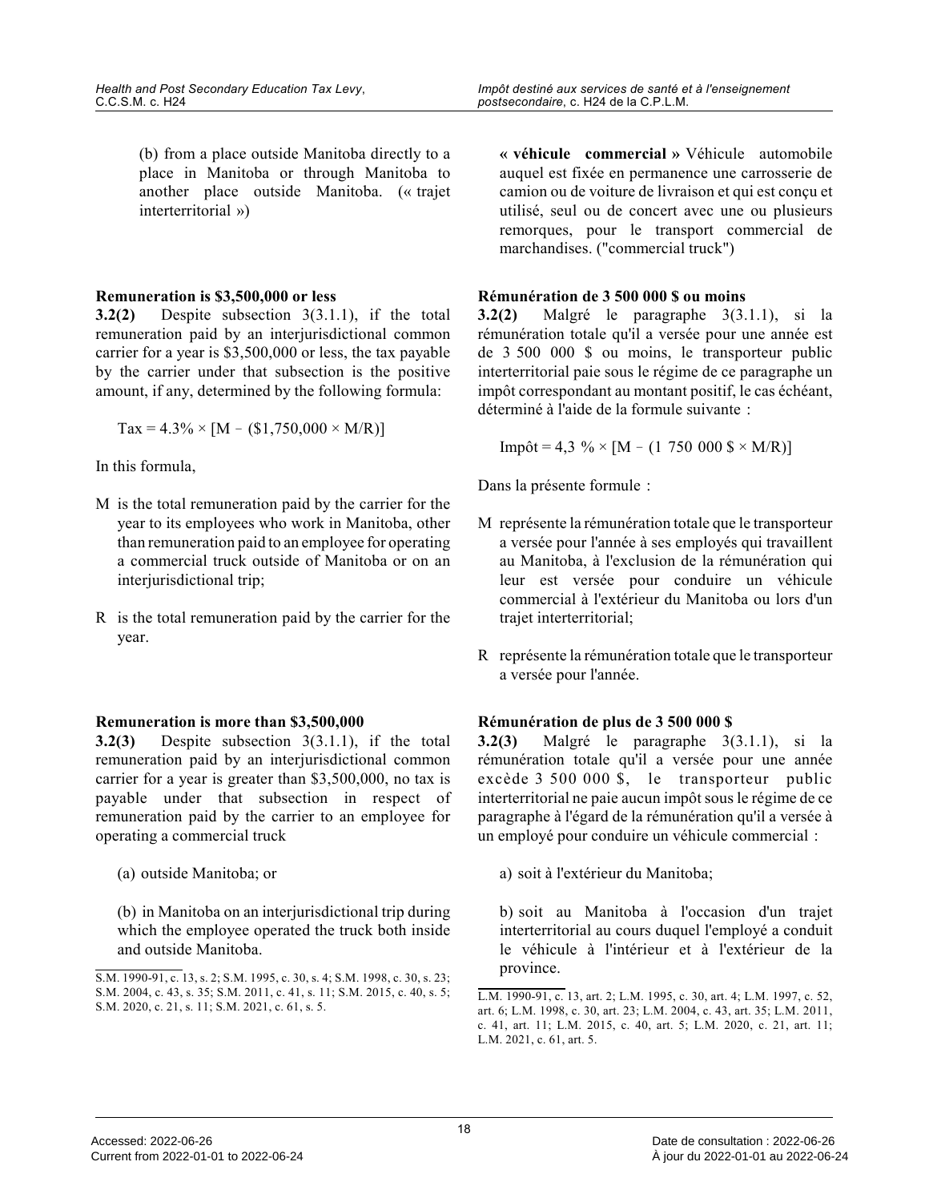(b) from a place outside Manitoba directly to a place in Manitoba or through Manitoba to another place outside Manitoba. (« trajet interterritorial »)

**« véhicule commercial »** Véhicule automobile auquel est fixée en permanence une carrosserie de camion ou de voiture de livraison et qui est conçu et utilisé, seul ou de concert avec une ou plusieurs remorques, pour le transport commercial de marchandises. ("commercial truck")

**Remuneration is $3,500,000 or less**

**3.2(2)** Despite subsection 3(3.1.1), if the total remuneration paid by an interjurisdictional common carrier for a year is $3,500,000 or less, the tax payable by the carrier under that subsection is the positive amount, if any, determined by the following formula:

$$\text{Tax} = 4.3\% \times [M - (\$1{,}750{,}000 \times M/R)]$$

In this formula,

M is the total remuneration paid by the carrier for the year to its employees who work in Manitoba, other than remuneration paid to an employee for operating a commercial truck outside of Manitoba or on an interjurisdictional trip;

R is the total remuneration paid by the carrier for the year.

**Rémunération de 3 500 000 $ ou moins**

**3.2(2)** Malgré le paragraphe 3(3.1.1), si la rémunération totale qu'il a versée pour une année est de 3 500 000 $ ou moins, le transporteur public interterritorial paie sous le régime de ce paragraphe un impôt correspondant au montant positif, le cas échéant, déterminé à l'aide de la formule suivante :

$$\text{Impôt} = 4{,}3\ \% \times [M - (1\ 750\ 000\ \$ \times M/R)]$$

Dans la présente formule :

M représente la rémunération totale que le transporteur a versée pour l'année à ses employés qui travaillent au Manitoba, à l'exclusion de la rémunération qui leur est versée pour conduire un véhicule commercial à l'extérieur du Manitoba ou lors d'un trajet interterritorial;

R représente la rémunération totale que le transporteur a versée pour l'année.

**Remuneration is more than $3,500,000**

**3.2(3)** Despite subsection 3(3.1.1), if the total remuneration paid by an interjurisdictional common carrier for a year is greater than $3,500,000, no tax is payable under that subsection in respect of remuneration paid by the carrier to an employee for operating a commercial truck

(a) outside Manitoba; or

(b) in Manitoba on an interjurisdictional trip during which the employee operated the truck both inside and outside Manitoba.

S.M. 1990-91, c. 13, s. 2; S.M. 1995, c. 30, s. 4; S.M. 1998, c. 30, s. 23; S.M. 2004, c. 43, s. 35; S.M. 2011, c. 41, s. 11; S.M. 2015, c. 40, s. 5; S.M. 2020, c. 21, s. 11; S.M. 2021, c. 61, s. 5.

**Rémunération de plus de 3 500 000 $**

**3.2(3)** Malgré le paragraphe 3(3.1.1), si la rémunération totale qu'il a versée pour une année excède 3 500 000 $, le transporteur public interterritorial ne paie aucun impôt sous le régime de ce paragraphe à l'égard de la rémunération qu'il a versée à un employé pour conduire un véhicule commercial :

a) soit à l'extérieur du Manitoba;

b) soit au Manitoba à l'occasion d'un trajet interterritorial au cours duquel l'employé a conduit le véhicule à l'intérieur et à l'extérieur de la province.

L.M. 1990-91, c. 13, art. 2; L.M. 1995, c. 30, art. 4; L.M. 1997, c. 52, art. 6; L.M. 1998, c. 30, art. 23; L.M. 2004, c. 43, art. 35; L.M. 2011, c. 41, art. 11; L.M. 2015, c. 40, art. 5; L.M. 2020, c. 21, art. 11; L.M. 2021, c. 61, art. 5.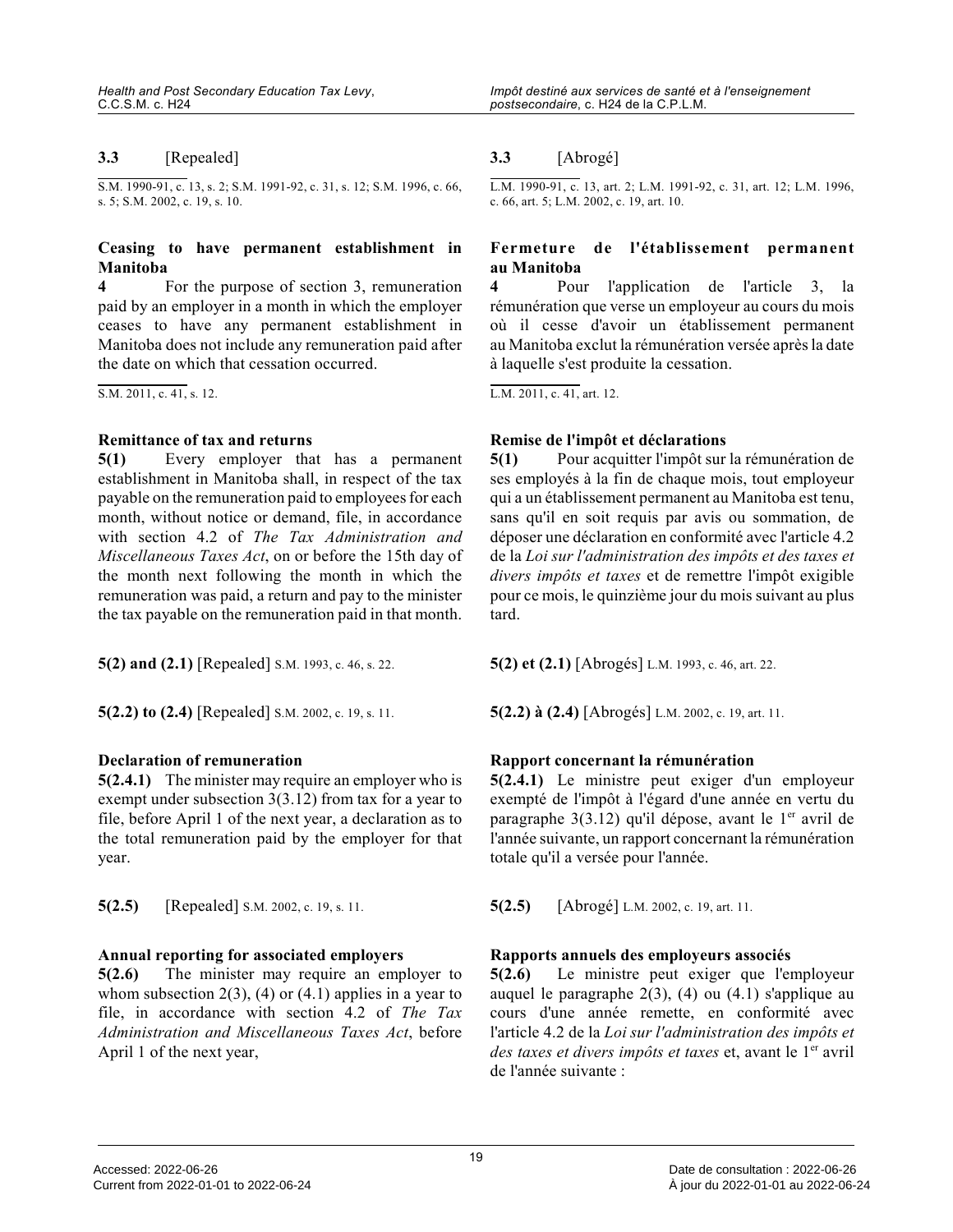**3.3** [Repealed]

S.M. 1990-91, c. 13, s. 2; S.M. 1991-92, c. 31, s. 12; S.M. 1996, c. 66, s. 5; S.M. 2002, c. 19, s. 10.

**Ceasing to have permanent establishment in Manitoba**

**4** For the purpose of section 3, remuneration paid by an employer in a month in which the employer ceases to have any permanent establishment in Manitoba does not include any remuneration paid after the date on which that cessation occurred.

S.M. 2011, c. 41, s. 12.

**Remittance of tax and returns**

**5(1)** Every employer that has a permanent establishment in Manitoba shall, in respect of the tax payable on the remuneration paid to employees for each month, without notice or demand, file, in accordance with section 4.2 of *The Tax Administration and Miscellaneous Taxes Act*, on or before the 15th day of the month next following the month in which the remuneration was paid, a return and pay to the minister the tax payable on the remuneration paid in that month.

**5(2) and (2.1)** [Repealed] S.M. 1993, c. 46, s. 22.

**5(2.2) to (2.4)** [Repealed] S.M. 2002, c. 19, s. 11.

**Declaration of remuneration**

**5(2.4.1)** The minister may require an employer who is exempt under subsection 3(3.12) from tax for a year to file, before April 1 of the next year, a declaration as to the total remuneration paid by the employer for that year.

**5(2.5)** [Repealed] S.M. 2002, c. 19, s. 11.

**Annual reporting for associated employers**

**5(2.6)** The minister may require an employer to whom subsection 2(3), (4) or (4.1) applies in a year to file, in accordance with section 4.2 of *The Tax Administration and Miscellaneous Taxes Act*, before April 1 of the next year,

**3.3** [Abrogé]

L.M. 1990-91, c. 13, art. 2; L.M. 1991-92, c. 31, art. 12; L.M. 1996, c. 66, art. 5; L.M. 2002, c. 19, art. 10.

**Fermeture de l'établissement permanent au Manitoba**

**4** Pour l'application de l'article 3, la rémunération que verse un employeur au cours du mois où il cesse d'avoir un établissement permanent au Manitoba exclut la rémunération versée après la date à laquelle s'est produite la cessation.

L.M. 2011, c. 41, art. 12.

**Remise de l'impôt et déclarations**

**5(1)** Pour acquitter l'impôt sur la rémunération de ses employés à la fin de chaque mois, tout employeur qui a un établissement permanent au Manitoba est tenu, sans qu'il en soit requis par avis ou sommation, de déposer une déclaration en conformité avec l'article 4.2 de la *Loi sur l'administration des impôts et des taxes et divers impôts et taxes* et de remettre l'impôt exigible pour ce mois, le quinzième jour du mois suivant au plus tard.

**5(2) et (2.1)** [Abrogés] L.M. 1993, c. 46, art. 22.

**5(2.2) à (2.4)** [Abrogés] L.M. 2002, c. 19, art. 11.

**Rapport concernant la rémunération**

**5(2.4.1)** Le ministre peut exiger d'un employeur exempté de l'impôt à l'égard d'une année en vertu du paragraphe 3(3.12) qu'il dépose, avant le 1er avril de l'année suivante, un rapport concernant la rémunération totale qu'il a versée pour l'année.

**5(2.5)** [Abrogé] L.M. 2002, c. 19, art. 11.

**Rapports annuels des employeurs associés**

**5(2.6)** Le ministre peut exiger que l'employeur auquel le paragraphe 2(3), (4) ou (4.1) s'applique au cours d'une année remette, en conformité avec l'article 4.2 de la *Loi sur l'administration des impôts et des taxes et divers impôts et taxes* et, avant le 1er avril de l'année suivante :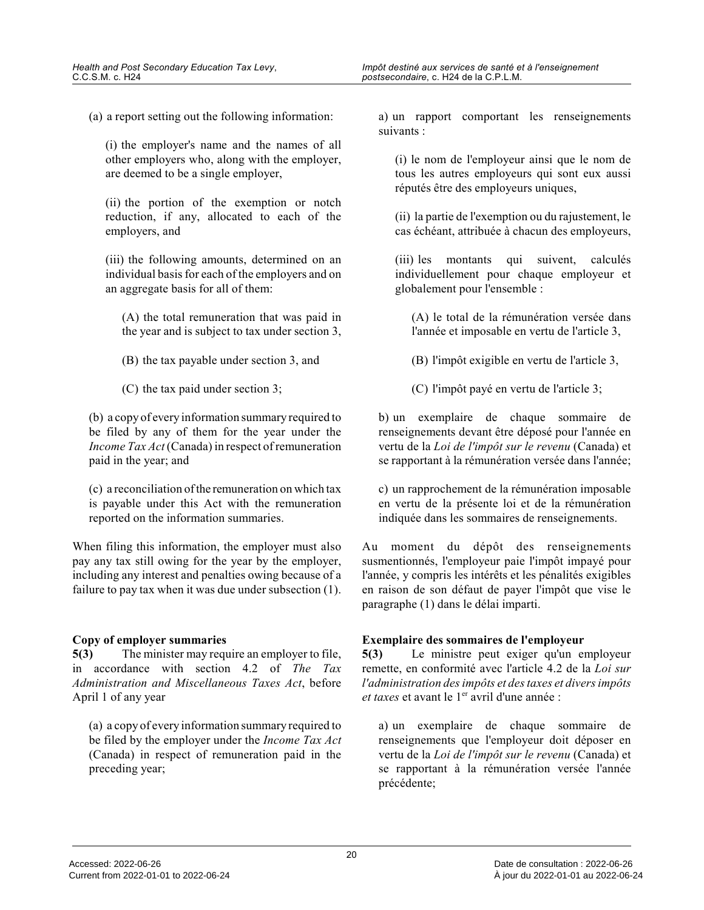(a) a report setting out the following information:

(i) the employer's name and the names of all other employers who, along with the employer, are deemed to be a single employer,

(ii) the portion of the exemption or notch reduction, if any, allocated to each of the employers, and

(iii) the following amounts, determined on an individual basis for each of the employers and on an aggregate basis for all of them:

(A) the total remuneration that was paid in the year and is subject to tax under section 3,

(B) the tax payable under section 3, and

(C) the tax paid under section 3;

(b) a copy of every information summary required to be filed by any of them for the year under the *Income Tax Act* (Canada) in respect of remuneration paid in the year; and

(c) a reconciliation of the remuneration on which tax is payable under this Act with the remuneration reported on the information summaries.

When filing this information, the employer must also pay any tax still owing for the year by the employer, including any interest and penalties owing because of a failure to pay tax when it was due under subsection (1).

a) un rapport comportant les renseignements suivants :

(i) le nom de l'employeur ainsi que le nom de tous les autres employeurs qui sont eux aussi réputés être des employeurs uniques,

(ii) la partie de l'exemption ou du rajustement, le cas échéant, attribuée à chacun des employeurs,

(iii) les montants qui suivent, calculés individuellement pour chaque employeur et globalement pour l'ensemble :

(A) le total de la rémunération versée dans l'année et imposable en vertu de l'article 3,

(B) l'impôt exigible en vertu de l'article 3,

(C) l'impôt payé en vertu de l'article 3;

b) un exemplaire de chaque sommaire de renseignements devant être déposé pour l'année en vertu de la *Loi de l'impôt sur le revenu* (Canada) et se rapportant à la rémunération versée dans l'année;

c) un rapprochement de la rémunération imposable en vertu de la présente loi et de la rémunération indiquée dans les sommaires de renseignements.

Au moment du dépôt des renseignements susmentionnés, l'employeur paie l'impôt impayé pour l'année, y compris les intérêts et les pénalités exigibles en raison de son défaut de payer l'impôt que vise le paragraphe (1) dans le délai imparti.

**Copy of employer summaries**

**5(3)** The minister may require an employer to file, in accordance with section 4.2 of *The Tax Administration and Miscellaneous Taxes Act*, before April 1 of any year

(a) a copy of every information summary required to be filed by the employer under the *Income Tax Act* (Canada) in respect of remuneration paid in the preceding year;

**Exemplaire des sommaires de l'employeur**

**5(3)** Le ministre peut exiger qu'un employeur remette, en conformité avec l'article 4.2 de la *Loi sur l'administration des impôts et des taxes et divers impôts et taxes* et avant le 1er avril d'une année :

a) un exemplaire de chaque sommaire de renseignements que l'employeur doit déposer en vertu de la *Loi de l'impôt sur le revenu* (Canada) et se rapportant à la rémunération versée l'année précédente;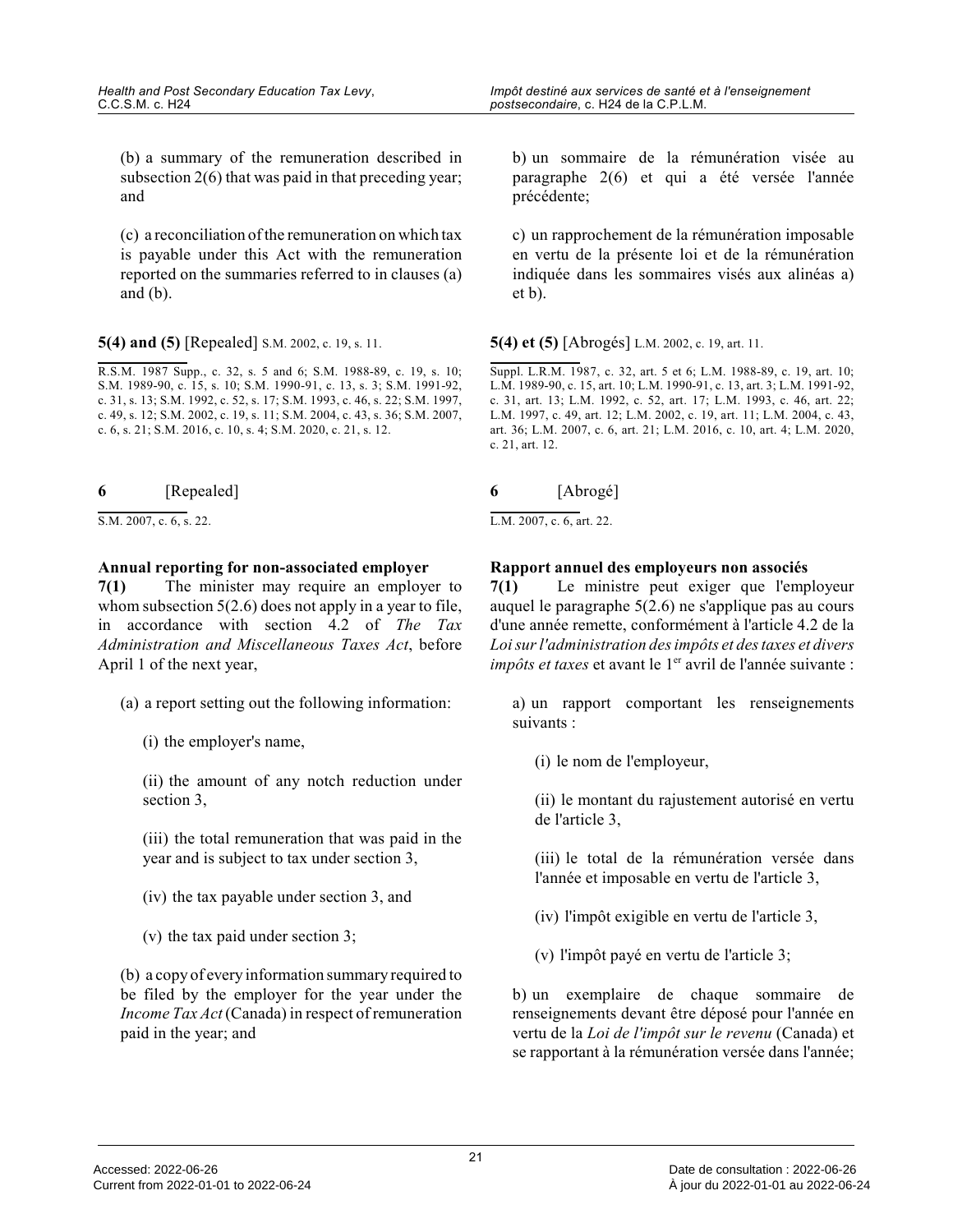(b) a summary of the remuneration described in subsection 2(6) that was paid in that preceding year; and

(c) a reconciliation of the remuneration on which tax is payable under this Act with the remuneration reported on the summaries referred to in clauses (a) and (b).

**5(4) and (5)** [Repealed] S.M. 2002, c. 19, s. 11.

R.S.M. 1987 Supp., c. 32, s. 5 and 6; S.M. 1988-89, c. 19, s. 10; S.M. 1989-90, c. 15, s. 10; S.M. 1990-91, c. 13, s. 3; S.M. 1991-92, c. 31, s. 13; S.M. 1992, c. 52, s. 17; S.M. 1993, c. 46, s. 22; S.M. 1997, c. 49, s. 12; S.M. 2002, c. 19, s. 11; S.M. 2004, c. 43, s. 36; S.M. 2007, c. 6, s. 21; S.M. 2016, c. 10, s. 4; S.M. 2020, c. 21, s. 12.

**6** [Repealed]

S.M. 2007, c. 6, s. 22.

**Annual reporting for non-associated employer**

**7(1)** The minister may require an employer to whom subsection 5(2.6) does not apply in a year to file, in accordance with section 4.2 of *The Tax Administration and Miscellaneous Taxes Act*, before April 1 of the next year,

(a) a report setting out the following information:

(i) the employer's name,

(ii) the amount of any notch reduction under section 3,

(iii) the total remuneration that was paid in the year and is subject to tax under section 3,

(iv) the tax payable under section 3, and

(v) the tax paid under section 3;

(b) a copy of every information summary required to be filed by the employer for the year under the *Income Tax Act* (Canada) in respect of remuneration paid in the year; and

b) un sommaire de la rémunération visée au paragraphe 2(6) et qui a été versée l'année précédente;

c) un rapprochement de la rémunération imposable en vertu de la présente loi et de la rémunération indiquée dans les sommaires visés aux alinéas a) et b).

**5(4) et (5)** [Abrogés] L.M. 2002, c. 19, art. 11.

Suppl. L.R.M. 1987, c. 32, art. 5 et 6; L.M. 1988-89, c. 19, art. 10; L.M. 1989-90, c. 15, art. 10; L.M. 1990-91, c. 13, art. 3; L.M. 1991-92, c. 31, art. 13; L.M. 1992, c. 52, art. 17; L.M. 1993, c. 46, art. 22; L.M. 1997, c. 49, art. 12; L.M. 2002, c. 19, art. 11; L.M. 2004, c. 43, art. 36; L.M. 2007, c. 6, art. 21; L.M. 2016, c. 10, art. 4; L.M. 2020, c. 21, art. 12.

**6** [Abrogé]

L.M. 2007, c. 6, art. 22.

**Rapport annuel des employeurs non associés**

**7(1)** Le ministre peut exiger que l'employeur auquel le paragraphe 5(2.6) ne s'applique pas au cours d'une année remette, conformément à l'article 4.2 de la *Loi sur l'administration des impôts et des taxes et divers impôts et taxes* et avant le 1[er] avril de l'année suivante :

a) un rapport comportant les renseignements suivants :

(i) le nom de l'employeur,

(ii) le montant du rajustement autorisé en vertu de l'article 3,

(iii) le total de la rémunération versée dans l'année et imposable en vertu de l'article 3,

(iv) l'impôt exigible en vertu de l'article 3,

(v) l'impôt payé en vertu de l'article 3;

b) un exemplaire de chaque sommaire de renseignements devant être déposé pour l'année en vertu de la *Loi de l'impôt sur le revenu* (Canada) et se rapportant à la rémunération versée dans l'année;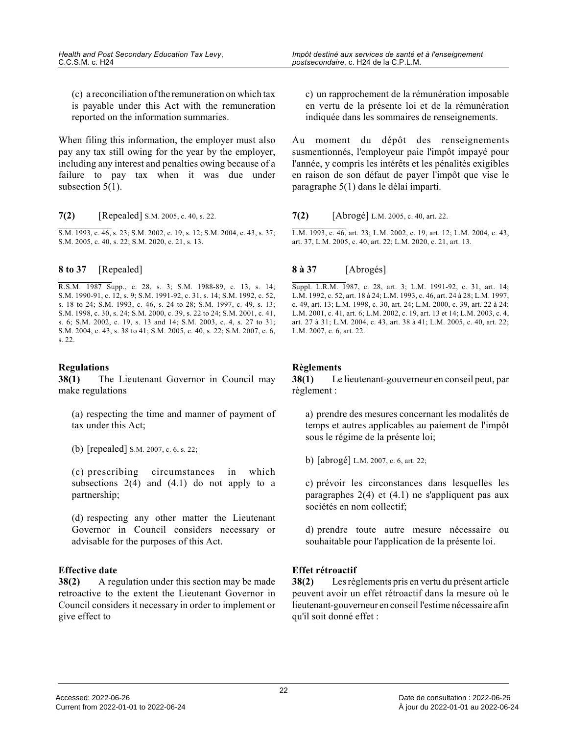(c) a reconciliation of the remuneration on which tax is payable under this Act with the remuneration reported on the information summaries.

When filing this information, the employer must also pay any tax still owing for the year by the employer, including any interest and penalties owing because of a failure to pay tax when it was due under subsection 5(1).

**7(2)** [Repealed] S.M. 2005, c. 40, s. 22.

S.M. 1993, c. 46, s. 23; S.M. 2002, c. 19, s. 12; S.M. 2004, c. 43, s. 37; S.M. 2005, c. 40, s. 22; S.M. 2020, c. 21, s. 13.

**8 to 37** [Repealed]

R.S.M. 1987 Supp., c. 28, s. 3; S.M. 1988-89, c. 13, s. 14; S.M. 1990-91, c. 12, s. 9; S.M. 1991-92, c. 31, s. 14; S.M. 1992, c. 52, s. 18 to 24; S.M. 1993, c. 46, s. 24 to 28; S.M. 1997, c. 49, s. 13; S.M. 1998, c. 30, s. 24; S.M. 2000, c. 39, s. 22 to 24; S.M. 2001, c. 41, s. 6; S.M. 2002, c. 19, s. 13 and 14; S.M. 2003, c. 4, s. 27 to 31; S.M. 2004, c. 43, s. 38 to 41; S.M. 2005, c. 40, s. 22; S.M. 2007, c. 6, s. 22.

**Regulations**
**38(1)** The Lieutenant Governor in Council may make regulations

(a) respecting the time and manner of payment of tax under this Act;

(b) [repealed] S.M. 2007, c. 6, s. 22;

(c) prescribing circumstances in which subsections 2(4) and (4.1) do not apply to a partnership;

(d) respecting any other matter the Lieutenant Governor in Council considers necessary or advisable for the purposes of this Act.

**Effective date**
**38(2)** A regulation under this section may be made retroactive to the extent the Lieutenant Governor in Council considers it necessary in order to implement or give effect to

c) un rapprochement de la rémunération imposable en vertu de la présente loi et de la rémunération indiquée dans les sommaires de renseignements.

Au moment du dépôt des renseignements susmentionnés, l'employeur paie l'impôt impayé pour l'année, y compris les intérêts et les pénalités exigibles en raison de son défaut de payer l'impôt que vise le paragraphe 5(1) dans le délai imparti.

**7(2)** [Abrogé] L.M. 2005, c. 40, art. 22.

L.M. 1993, c. 46, art. 23; L.M. 2002, c. 19, art. 12; L.M. 2004, c. 43, art. 37, L.M. 2005, c. 40, art. 22; L.M. 2020, c. 21, art. 13.

**8 à 37** [Abrogés]

Suppl. L.R.M. 1987, c. 28, art. 3; L.M. 1991-92, c. 31, art. 14; L.M. 1992, c. 52, art. 18 à 24; L.M. 1993, c. 46, art. 24 à 28; L.M. 1997, c. 49, art. 13; L.M. 1998, c. 30, art. 24; L.M. 2000, c. 39, art. 22 à 24; L.M. 2001, c. 41, art. 6; L.M. 2002, c. 19, art. 13 et 14; L.M. 2003, c. 4, art. 27 à 31; L.M. 2004, c. 43, art. 38 à 41; L.M. 2005, c. 40, art. 22; L.M. 2007, c. 6, art. 22.

**Règlements**
**38(1)** Le lieutenant-gouverneur en conseil peut, par règlement :

a) prendre des mesures concernant les modalités de temps et autres applicables au paiement de l'impôt sous le régime de la présente loi;

b) [abrogé] L.M. 2007, c. 6, art. 22;

c) prévoir les circonstances dans lesquelles les paragraphes 2(4) et (4.1) ne s'appliquent pas aux sociétés en nom collectif;

d) prendre toute autre mesure nécessaire ou souhaitable pour l'application de la présente loi.

**Effet rétroactif**
**38(2)** Les règlements pris en vertu du présent article peuvent avoir un effet rétroactif dans la mesure où le lieutenant-gouverneur en conseil l'estime nécessaire afin qu'il soit donné effet :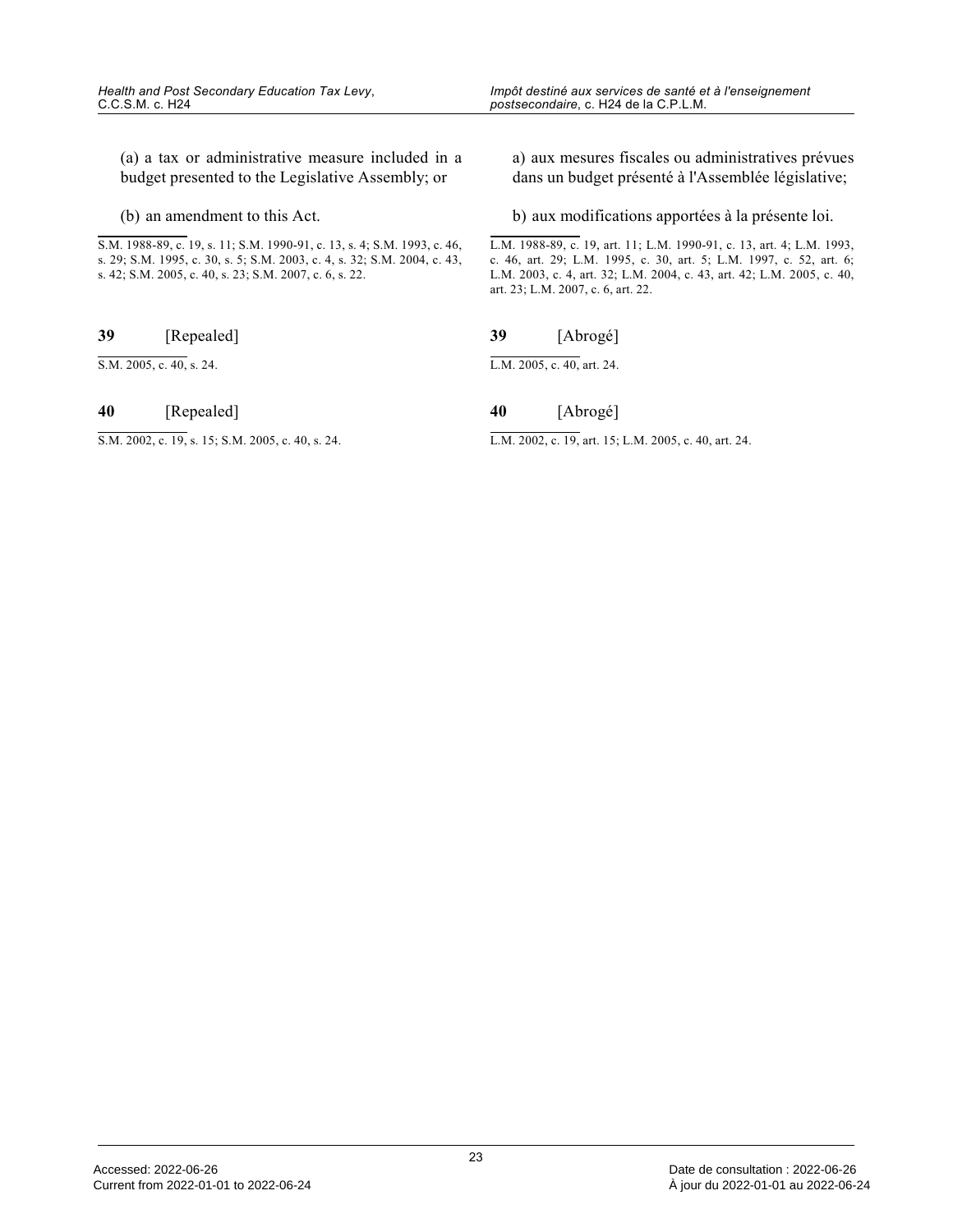(a) a tax or administrative measure included in a budget presented to the Legislative Assembly; or

(b) an amendment to this Act.

S.M. 1988-89, c. 19, s. 11; S.M. 1990-91, c. 13, s. 4; S.M. 1993, c. 46, s. 29; S.M. 1995, c. 30, s. 5; S.M. 2003, c. 4, s. 32; S.M. 2004, c. 43, s. 42; S.M. 2005, c. 40, s. 23; S.M. 2007, c. 6, s. 22.

**39** [Repealed]

S.M. 2005, c. 40, s. 24.

**40** [Repealed]

S.M. 2002, c. 19, s. 15; S.M. 2005, c. 40, s. 24.

a) aux mesures fiscales ou administratives prévues dans un budget présenté à l'Assemblée législative;

b) aux modifications apportées à la présente loi.

L.M. 1988-89, c. 19, art. 11; L.M. 1990-91, c. 13, art. 4; L.M. 1993, c. 46, art. 29; L.M. 1995, c. 30, art. 5; L.M. 1997, c. 52, art. 6; L.M. 2003, c. 4, art. 32; L.M. 2004, c. 43, art. 42; L.M. 2005, c. 40, art. 23; L.M. 2007, c. 6, art. 22.

**39** [Abrogé]

L.M. 2005, c. 40, art. 24.

**40** [Abrogé]

L.M. 2002, c. 19, art. 15; L.M. 2005, c. 40, art. 24.